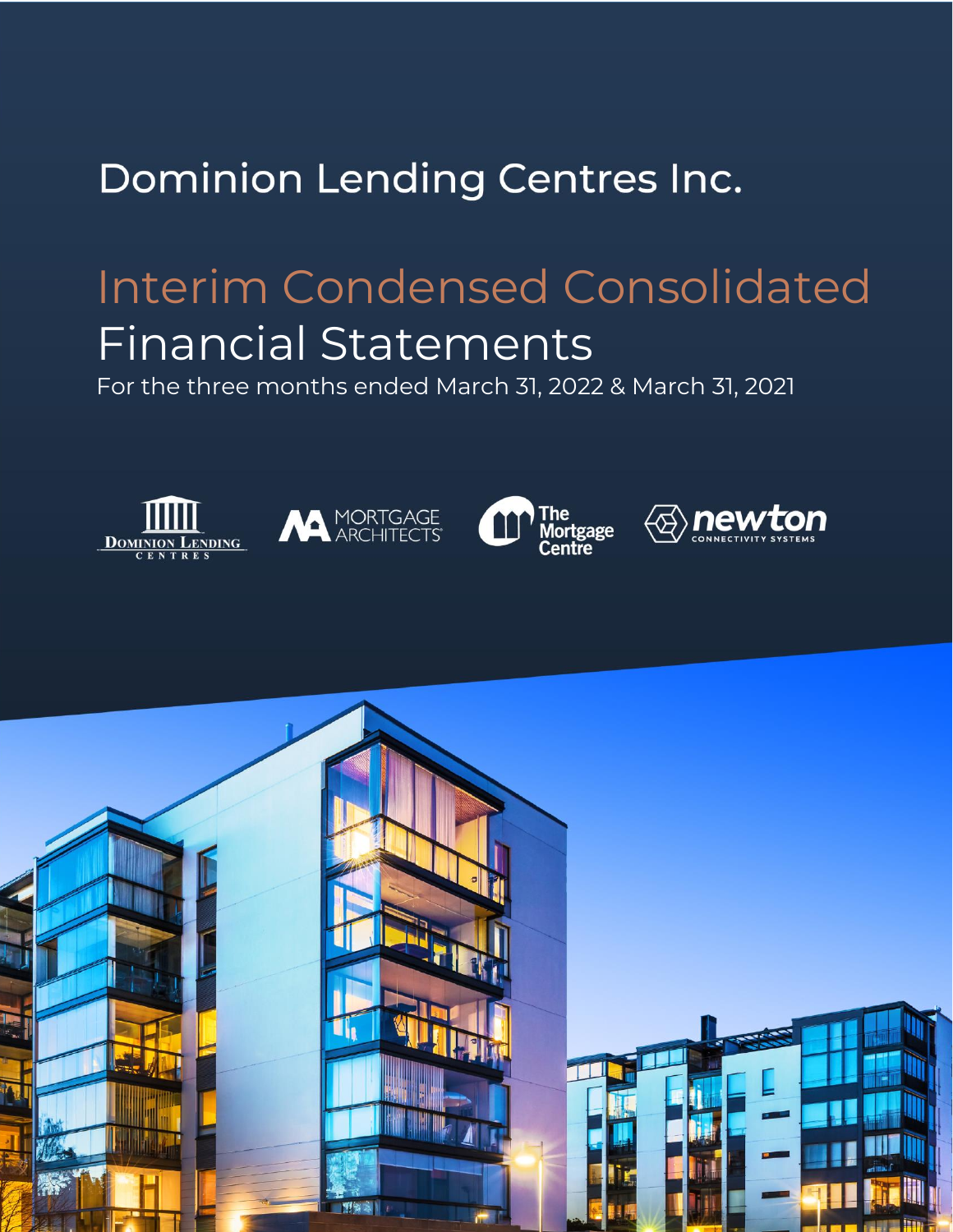# Dominion Lending Centres Inc.

## Interim Condensed Consolidated Financial Statements

For the three months ended March 31, 2022 & March 31, 2021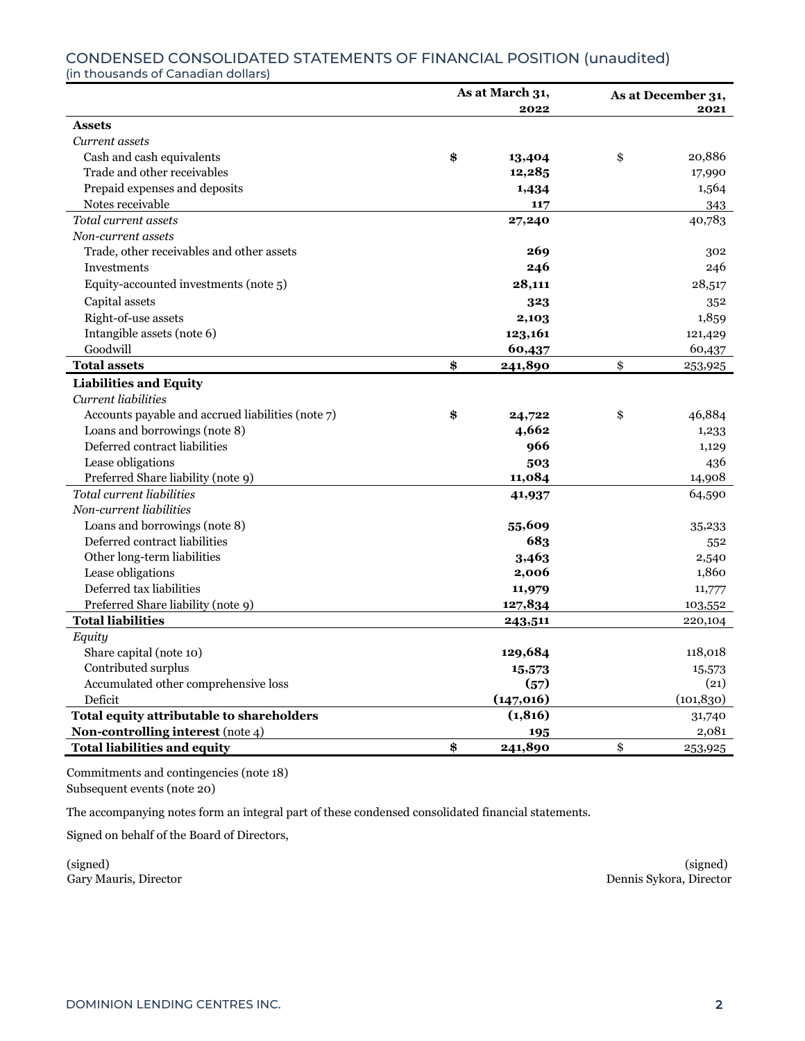## CONDENSED CONSOLIDATED STATEMENTS OF FINANCIAL POSITION (unaudited)

(in thousands of Canadian dollars)

| | As at March 31, 2022 | As at December 31, 2021 |
|---|---|---|
| **Assets** | | |
| *Current assets* | | |
| Cash and cash equivalents | **$ 13,404** | $ 20,886 |
| Trade and other receivables | **12,285** | 17,990 |
| Prepaid expenses and deposits | **1,434** | 1,564 |
| Notes receivable | **117** | 343 |
| *Total current assets* | **27,240** | 40,783 |
| *Non-current assets* | | |
| Trade, other receivables and other assets | **269** | 302 |
| Investments | **246** | 246 |
| Equity-accounted investments (note 5) | **28,111** | 28,517 |
| Capital assets | **323** | 352 |
| Right-of-use assets | **2,103** | 1,859 |
| Intangible assets (note 6) | **123,161** | 121,429 |
| Goodwill | **60,437** | 60,437 |
| **Total assets** | **$ 241,890** | $ 253,925 |
| **Liabilities and Equity** | | |
| *Current liabilities* | | |
| Accounts payable and accrued liabilities (note 7) | **$ 24,722** | $ 46,884 |
| Loans and borrowings (note 8) | **4,662** | 1,233 |
| Deferred contract liabilities | **966** | 1,129 |
| Lease obligations | **503** | 436 |
| Preferred Share liability (note 9) | **11,084** | 14,908 |
| *Total current liabilities* | **41,937** | 64,590 |
| *Non-current liabilities* | | |
| Loans and borrowings (note 8) | **55,609** | 35,233 |
| Deferred contract liabilities | **683** | 552 |
| Other long-term liabilities | **3,463** | 2,540 |
| Lease obligations | **2,006** | 1,860 |
| Deferred tax liabilities | **11,979** | 11,777 |
| Preferred Share liability (note 9) | **127,834** | 103,552 |
| **Total liabilities** | **243,511** | 220,104 |
| *Equity* | | |
| Share capital (note 10) | **129,684** | 118,018 |
| Contributed surplus | **15,573** | 15,573 |
| Accumulated other comprehensive loss | **(57)** | (21) |
| Deficit | **(147,016)** | (101,830) |
| **Total equity attributable to shareholders** | **(1,816)** | 31,740 |
| **Non-controlling interest** (note 4) | **195** | 2,081 |
| **Total liabilities and equity** | **$ 241,890** | $ 253,925 |

Commitments and contingencies (note 18)
Subsequent events (note 20)

The accompanying notes form an integral part of these condensed consolidated financial statements.

Signed on behalf of the Board of Directors,

(signed)
Gary Mauris, Director

(signed)
Dennis Sykora, Director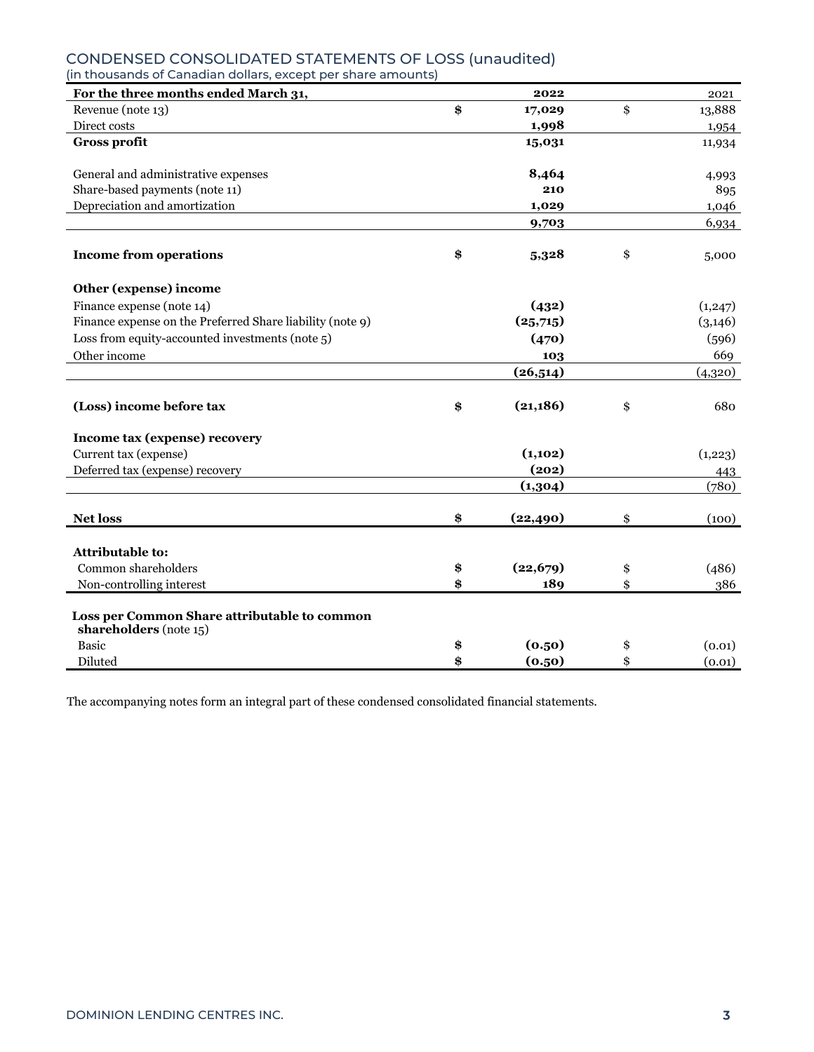## CONDENSED CONSOLIDATED STATEMENTS OF LOSS (unaudited)

(in thousands of Canadian dollars, except per share amounts)

| For the three months ended March 31, | | 2022 | | 2021 |
|---|---|---|---|---|
| Revenue (note 13) | $ | 17,029 | $ | 13,888 |
| Direct costs | | 1,998 | | 1,954 |
| **Gross profit** | | 15,031 | | 11,934 |
| | | | | |
| General and administrative expenses | | 8,464 | | 4,993 |
| Share-based payments (note 11) | | 210 | | 895 |
| Depreciation and amortization | | 1,029 | | 1,046 |
| | | 9,703 | | 6,934 |
| | | | | |
| **Income from operations** | $ | 5,328 | $ | 5,000 |
| | | | | |
| **Other (expense) income** | | | | |
| Finance expense (note 14) | | (432) | | (1,247) |
| Finance expense on the Preferred Share liability (note 9) | | (25,715) | | (3,146) |
| Loss from equity-accounted investments (note 5) | | (470) | | (596) |
| Other income | | 103 | | 669 |
| | | (26,514) | | (4,320) |
| | | | | |
| **(Loss) income before tax** | $ | (21,186) | $ | 680 |
| | | | | |
| **Income tax (expense) recovery** | | | | |
| Current tax (expense) | | (1,102) | | (1,223) |
| Deferred tax (expense) recovery | | (202) | | 443 |
| | | (1,304) | | (780) |
| | | | | |
| **Net loss** | $ | (22,490) | $ | (100) |
| | | | | |
| **Attributable to:** | | | | |
| Common shareholders | $ | (22,679) | $ | (486) |
| Non-controlling interest | $ | 189 | $ | 386 |
| | | | | |
| **Loss per Common Share attributable to common shareholders** (note 15) | | | | |
| Basic | $ | (0.50) | $ | (0.01) |
| Diluted | $ | (0.50) | $ | (0.01) |

The accompanying notes form an integral part of these condensed consolidated financial statements.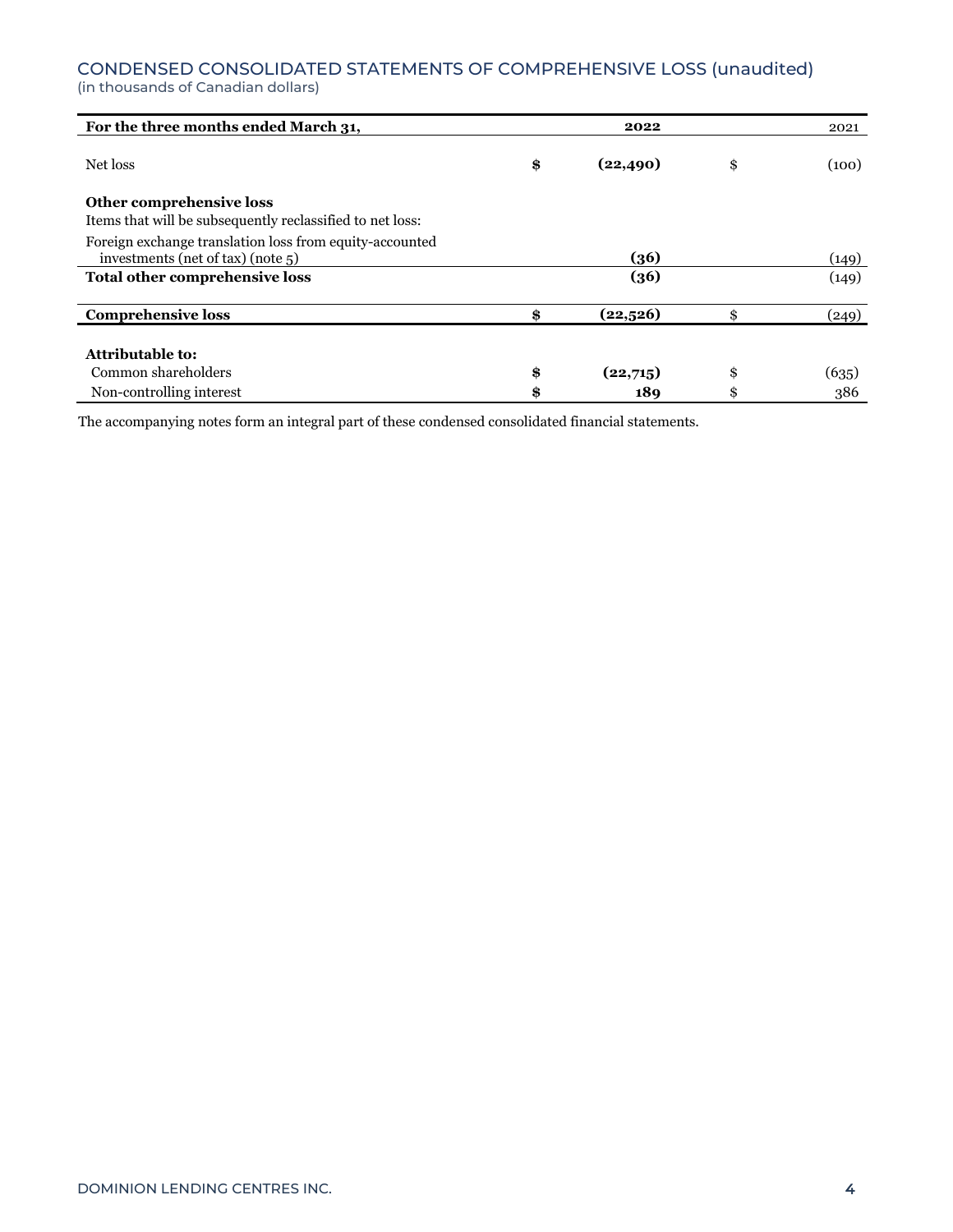## CONDENSED CONSOLIDATED STATEMENTS OF COMPREHENSIVE LOSS (unaudited)

(in thousands of Canadian dollars)

| For the three months ended March 31, | 2022 | 2021 |
|---|---|---|
| Net loss | **$ (22,490)** | $ (100) |
| **Other comprehensive loss** | | |
| Items that will be subsequently reclassified to net loss: | | |
| Foreign exchange translation loss from equity-accounted investments (net of tax) (note 5) | **(36)** | (149) |
| **Total other comprehensive loss** | **(36)** | (149) |
| **Comprehensive loss** | **$ (22,526)** | $ (249) |
| **Attributable to:** | | |
| Common shareholders | **$ (22,715)** | $ (635) |
| Non-controlling interest | **$ 189** | $ 386 |

The accompanying notes form an integral part of these condensed consolidated financial statements.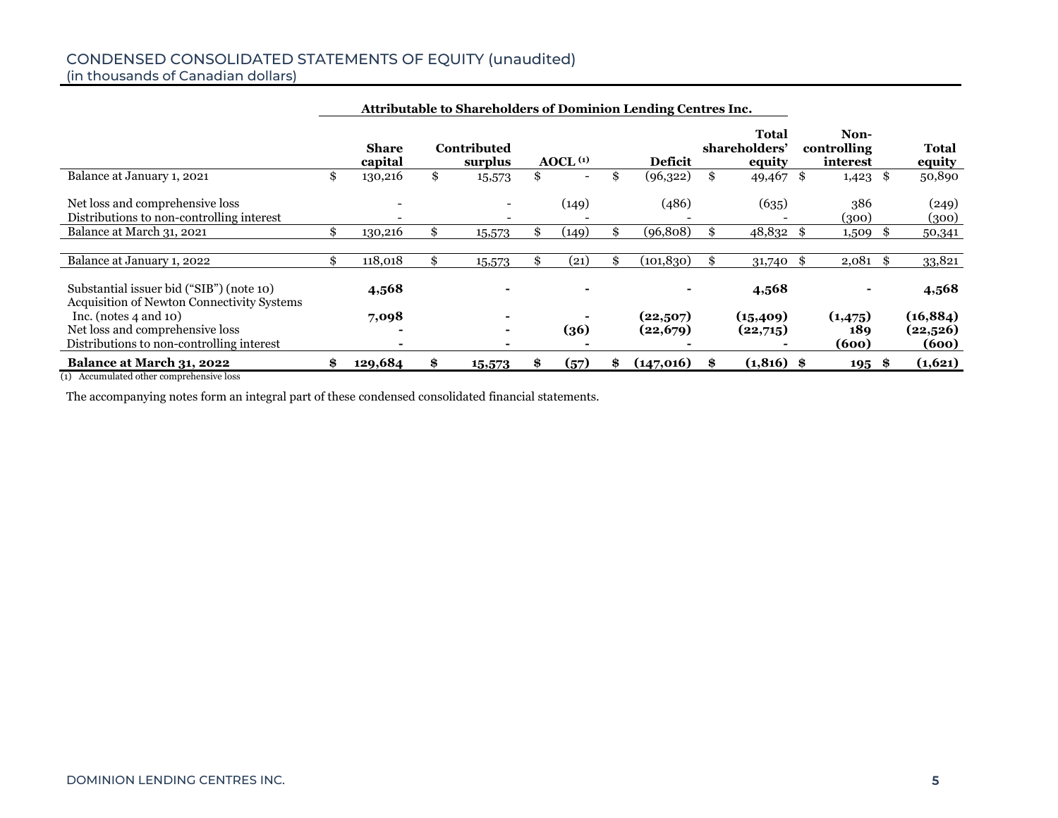## CONDENSED CONSOLIDATED STATEMENTS OF EQUITY (unaudited)
(in thousands of Canadian dollars)

| | Attributable to Shareholders of Dominion Lending Centres Inc. | | | | | | |
|---|---|---|---|---|---|---|---|
| | Share capital | Contributed surplus | AOCL [(1)] | Deficit | Total shareholders' equity | Non-controlling interest | Total equity |
| Balance at January 1, 2021 | $ 130,216 | $ 15,573 | $ - | $ (96,322) | $ 49,467 | $ 1,423 | $ 50,890 |
| Net loss and comprehensive loss | - | - | (149) | (486) | (635) | 386 | (249) |
| Distributions to non-controlling interest | - | - | - | - | - | (300) | (300) |
| Balance at March 31, 2021 | $ 130,216 | $ 15,573 | $ (149) | $ (96,808) | $ 48,832 | $ 1,509 | $ 50,341 |
| Balance at January 1, 2022 | $ 118,018 | $ 15,573 | $ (21) | $ (101,830) | $ 31,740 | $ 2,081 | $ 33,821 |
| Substantial issuer bid ("SIB") (note 10) | **4,568** | **-** | **-** | **-** | **4,568** | **-** | **4,568** |
| Acquisition of Newton Connectivity Systems Inc. (notes 4 and 10) | **7,098** | **-** | **-** | **(22,507)** | **(15,409)** | **(1,475)** | **(16,884)** |
| Net loss and comprehensive loss | **-** | **-** | **(36)** | **(22,679)** | **(22,715)** | **189** | **(22,526)** |
| Distributions to non-controlling interest | **-** | **-** | **-** | **-** | **-** | **(600)** | **(600)** |
| **Balance at March 31, 2022** | **$ 129,684** | **$ 15,573** | **$ (57)** | **$ (147,016)** | **$ (1,816)** | **$ 195** | **$ (1,621)** |

(1) Accumulated other comprehensive loss

The accompanying notes form an integral part of these condensed consolidated financial statements.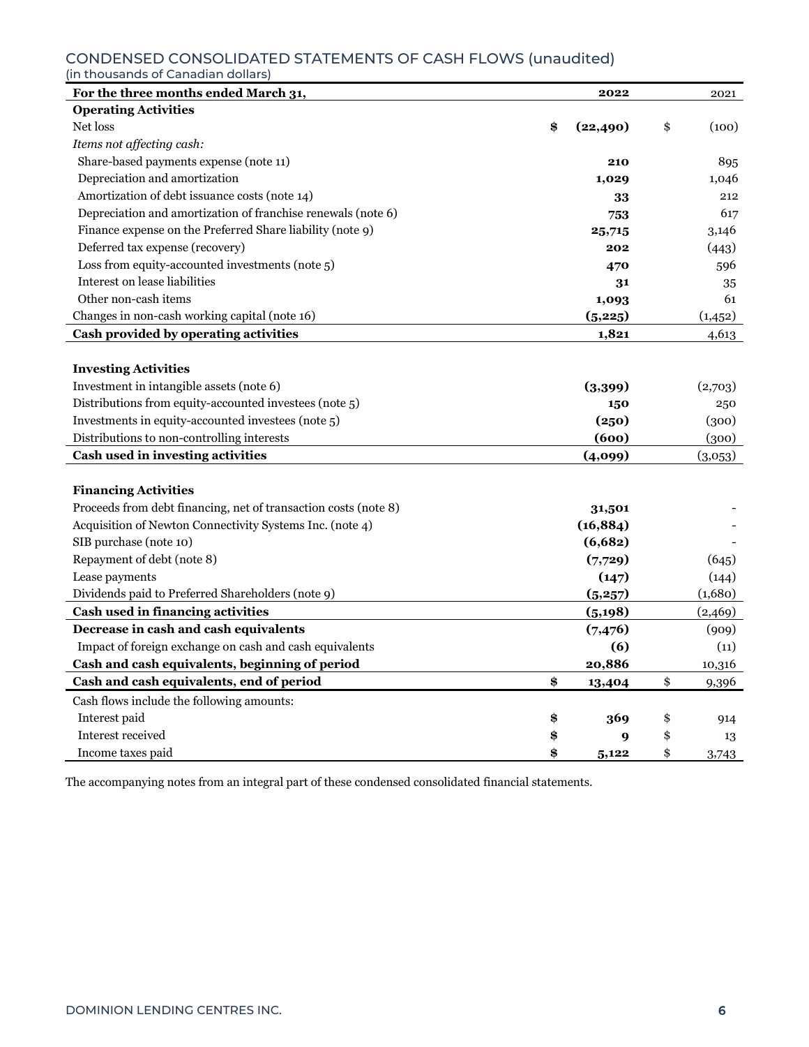## CONDENSED CONSOLIDATED STATEMENTS OF CASH FLOWS (unaudited)

(in thousands of Canadian dollars)

| For the three months ended March 31, | 2022 | 2021 |
|---|---|---|
| **Operating Activities** | | |
| Net loss | **$ (22,490)** | $ (100) |
| *Items not affecting cash:* | | |
| Share-based payments expense (note 11) | **210** | 895 |
| Depreciation and amortization | **1,029** | 1,046 |
| Amortization of debt issuance costs (note 14) | **33** | 212 |
| Depreciation and amortization of franchise renewals (note 6) | **753** | 617 |
| Finance expense on the Preferred Share liability (note 9) | **25,715** | 3,146 |
| Deferred tax expense (recovery) | **202** | (443) |
| Loss from equity-accounted investments (note 5) | **470** | 596 |
| Interest on lease liabilities | **31** | 35 |
| Other non-cash items | **1,093** | 61 |
| Changes in non-cash working capital (note 16) | **(5,225)** | (1,452) |
| **Cash provided by operating activities** | **1,821** | 4,613 |
| | | |
| **Investing Activities** | | |
| Investment in intangible assets (note 6) | **(3,399)** | (2,703) |
| Distributions from equity-accounted investees (note 5) | **150** | 250 |
| Investments in equity-accounted investees (note 5) | **(250)** | (300) |
| Distributions to non-controlling interests | **(600)** | (300) |
| **Cash used in investing activities** | **(4,099)** | (3,053) |
| | | |
| **Financing Activities** | | |
| Proceeds from debt financing, net of transaction costs (note 8) | **31,501** | - |
| Acquisition of Newton Connectivity Systems Inc. (note 4) | **(16,884)** | - |
| SIB purchase (note 10) | **(6,682)** | - |
| Repayment of debt (note 8) | **(7,729)** | (645) |
| Lease payments | **(147)** | (144) |
| Dividends paid to Preferred Shareholders (note 9) | **(5,257)** | (1,680) |
| **Cash used in financing activities** | **(5,198)** | (2,469) |
| **Decrease in cash and cash equivalents** | **(7,476)** | (909) |
| Impact of foreign exchange on cash and cash equivalents | **(6)** | (11) |
| **Cash and cash equivalents, beginning of period** | **20,886** | 10,316 |
| **Cash and cash equivalents, end of period** | **$ 13,404** | $ 9,396 |
| Cash flows include the following amounts: | | |
| Interest paid | **$ 369** | $ 914 |
| Interest received | **$ 9** | $ 13 |
| Income taxes paid | **$ 5,122** | $ 3,743 |

The accompanying notes from an integral part of these condensed consolidated financial statements.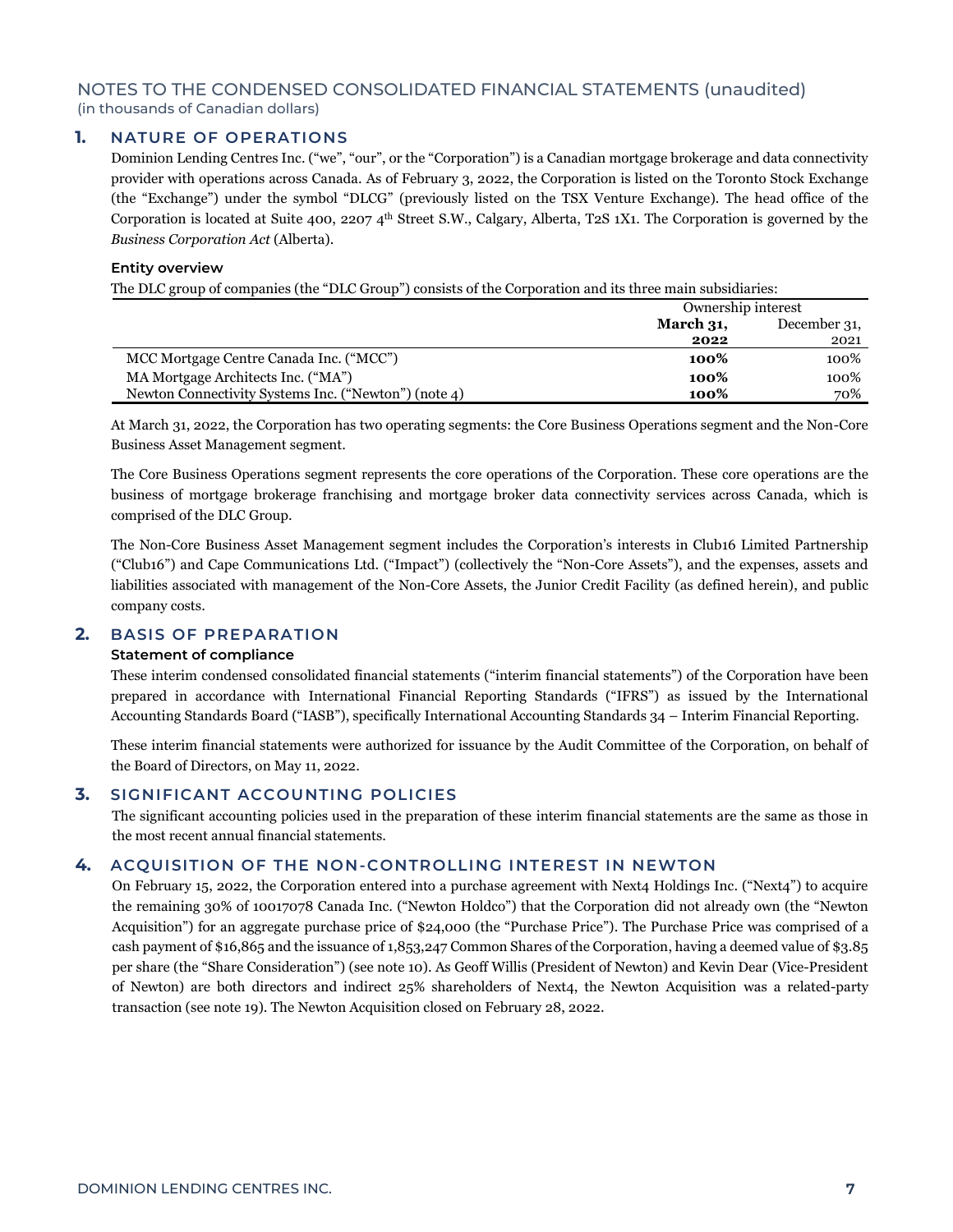# NOTES TO THE CONDENSED CONSOLIDATED FINANCIAL STATEMENTS (unaudited)

(in thousands of Canadian dollars)

## 1. NATURE OF OPERATIONS

Dominion Lending Centres Inc. ("we", "our", or the "Corporation") is a Canadian mortgage brokerage and data connectivity provider with operations across Canada. As of February 3, 2022, the Corporation is listed on the Toronto Stock Exchange (the "Exchange") under the symbol "DLCG" (previously listed on the TSX Venture Exchange). The head office of the Corporation is located at Suite 400, 2207 4th Street S.W., Calgary, Alberta, T2S 1X1. The Corporation is governed by the *Business Corporation Act* (Alberta).

### Entity overview

The DLC group of companies (the "DLC Group") consists of the Corporation and its three main subsidiaries:

| | Ownership interest | |
|---|---|---|
| | **March 31, 2022** | December 31, 2021 |
| MCC Mortgage Centre Canada Inc. ("MCC") | **100%** | 100% |
| MA Mortgage Architects Inc. ("MA") | **100%** | 100% |
| Newton Connectivity Systems Inc. ("Newton") (note 4) | **100%** | 70% |

At March 31, 2022, the Corporation has two operating segments: the Core Business Operations segment and the Non-Core Business Asset Management segment.

The Core Business Operations segment represents the core operations of the Corporation. These core operations are the business of mortgage brokerage franchising and mortgage broker data connectivity services across Canada, which is comprised of the DLC Group.

The Non-Core Business Asset Management segment includes the Corporation's interests in Club16 Limited Partnership ("Club16") and Cape Communications Ltd. ("Impact") (collectively the "Non-Core Assets"), and the expenses, assets and liabilities associated with management of the Non-Core Assets, the Junior Credit Facility (as defined herein), and public company costs.

## 2. BASIS OF PREPARATION

### Statement of compliance

These interim condensed consolidated financial statements ("interim financial statements") of the Corporation have been prepared in accordance with International Financial Reporting Standards ("IFRS") as issued by the International Accounting Standards Board ("IASB"), specifically International Accounting Standards 34 – Interim Financial Reporting.

These interim financial statements were authorized for issuance by the Audit Committee of the Corporation, on behalf of the Board of Directors, on May 11, 2022.

## 3. SIGNIFICANT ACCOUNTING POLICIES

The significant accounting policies used in the preparation of these interim financial statements are the same as those in the most recent annual financial statements.

## 4. ACQUISITION OF THE NON-CONTROLLING INTEREST IN NEWTON

On February 15, 2022, the Corporation entered into a purchase agreement with Next4 Holdings Inc. ("Next4") to acquire the remaining 30% of 10017078 Canada Inc. ("Newton Holdco") that the Corporation did not already own (the "Newton Acquisition") for an aggregate purchase price of $24,000 (the "Purchase Price"). The Purchase Price was comprised of a cash payment of $16,865 and the issuance of 1,853,247 Common Shares of the Corporation, having a deemed value of $3.85 per share (the "Share Consideration") (see note 10). As Geoff Willis (President of Newton) and Kevin Dear (Vice-President of Newton) are both directors and indirect 25% shareholders of Next4, the Newton Acquisition was a related-party transaction (see note 19). The Newton Acquisition closed on February 28, 2022.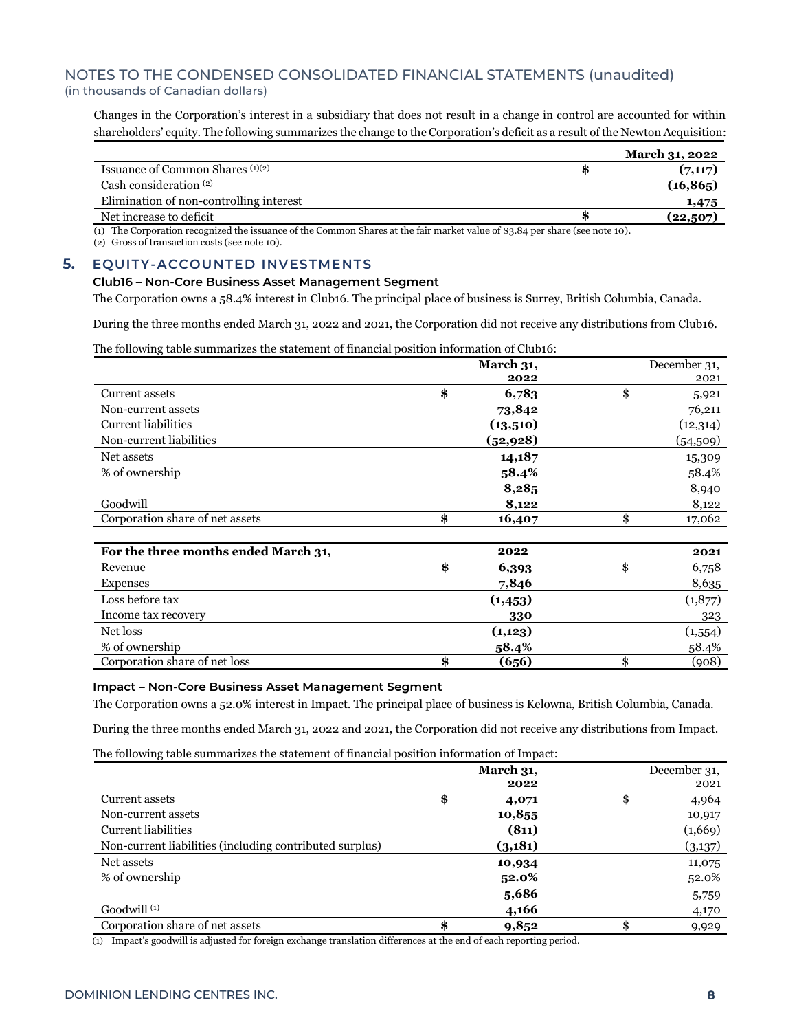# NOTES TO THE CONDENSED CONSOLIDATED FINANCIAL STATEMENTS (unaudited)

(in thousands of Canadian dollars)

Changes in the Corporation's interest in a subsidiary that does not result in a change in control are accounted for within shareholders' equity. The following summarizes the change to the Corporation's deficit as a result of the Newton Acquisition:

| | | March 31, 2022 |
|---|---|---|
| Issuance of Common Shares [1][2] | $ | (7,117) |
| Cash consideration [2] | | (16,865) |
| Elimination of non-controlling interest | | 1,475 |
| Net increase to deficit | $ | (22,507) |

(1) The Corporation recognized the issuance of the Common Shares at the fair market value of $3.84 per share (see note 10).
(2) Gross of transaction costs (see note 10).

## 5. EQUITY-ACCOUNTED INVESTMENTS

### Club16 – Non-Core Business Asset Management Segment

The Corporation owns a 58.4% interest in Club16. The principal place of business is Surrey, British Columbia, Canada.

During the three months ended March 31, 2022 and 2021, the Corporation did not receive any distributions from Club16.

The following table summarizes the statement of financial position information of Club16:

| | | March 31, 2022 | | December 31, 2021 |
|---|---|---|---|---|
| Current assets | $ | 6,783 | $ | 5,921 |
| Non-current assets | | 73,842 | | 76,211 |
| Current liabilities | | (13,510) | | (12,314) |
| Non-current liabilities | | (52,928) | | (54,509) |
| Net assets | | 14,187 | | 15,309 |
| % of ownership | | 58.4% | | 58.4% |
| | | 8,285 | | 8,940 |
| Goodwill | | 8,122 | | 8,122 |
| Corporation share of net assets | $ | 16,407 | $ | 17,062 |

| For the three months ended March 31, | | 2022 | | 2021 |
|---|---|---|---|---|
| Revenue | $ | 6,393 | $ | 6,758 |
| Expenses | | 7,846 | | 8,635 |
| Loss before tax | | (1,453) | | (1,877) |
| Income tax recovery | | 330 | | 323 |
| Net loss | | (1,123) | | (1,554) |
| % of ownership | | 58.4% | | 58.4% |
| Corporation share of net loss | $ | (656) | $ | (908) |

### Impact – Non-Core Business Asset Management Segment

The Corporation owns a 52.0% interest in Impact. The principal place of business is Kelowna, British Columbia, Canada.

During the three months ended March 31, 2022 and 2021, the Corporation did not receive any distributions from Impact.

The following table summarizes the statement of financial position information of Impact:

| | | March 31, 2022 | | December 31, 2021 |
|---|---|---|---|---|
| Current assets | $ | 4,071 | $ | 4,964 |
| Non-current assets | | 10,855 | | 10,917 |
| Current liabilities | | (811) | | (1,669) |
| Non-current liabilities (including contributed surplus) | | (3,181) | | (3,137) |
| Net assets | | 10,934 | | 11,075 |
| % of ownership | | 52.0% | | 52.0% |
| | | 5,686 | | 5,759 |
| Goodwill [1] | | 4,166 | | 4,170 |
| Corporation share of net assets | $ | 9,852 | $ | 9,929 |

(1) Impact's goodwill is adjusted for foreign exchange translation differences at the end of each reporting period.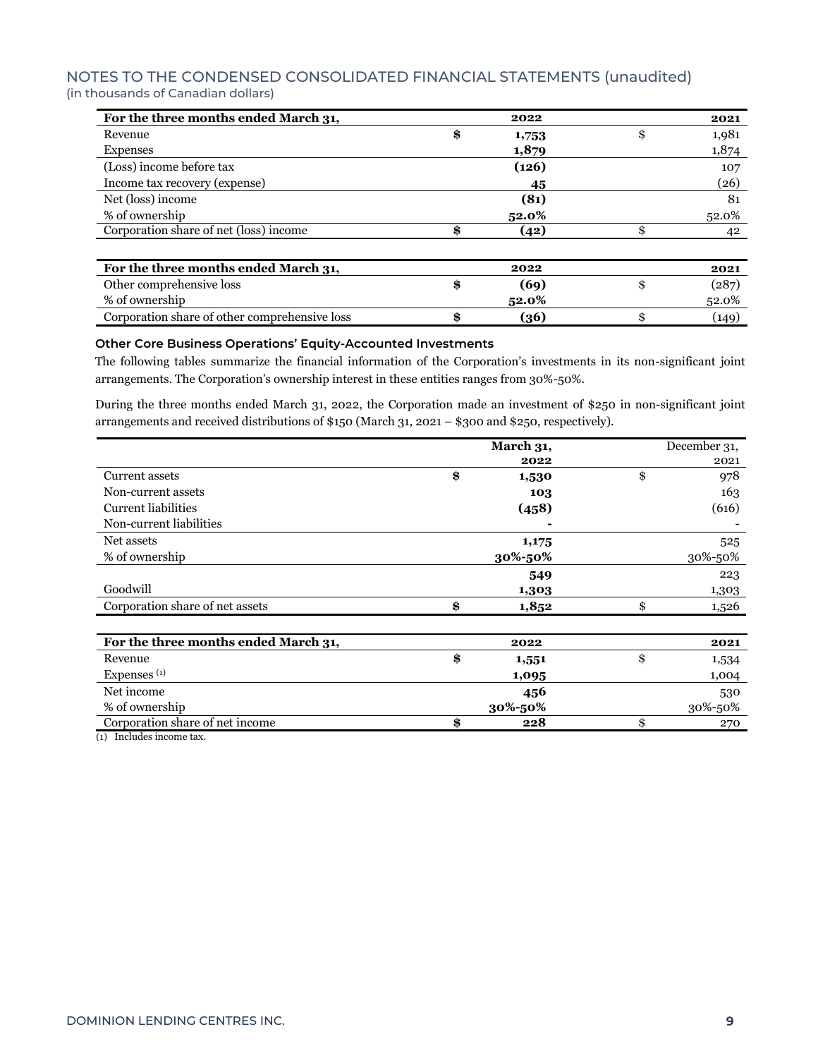# NOTES TO THE CONDENSED CONSOLIDATED FINANCIAL STATEMENTS (unaudited)

(in thousands of Canadian dollars)

| For the three months ended March 31, | 2022 | 2021 |
|---|---|---|
| Revenue | **$ 1,753** | $ 1,981 |
| Expenses | **1,879** | 1,874 |
| (Loss) income before tax | **(126)** | 107 |
| Income tax recovery (expense) | **45** | (26) |
| Net (loss) income | **(81)** | 81 |
| % of ownership | **52.0%** | 52.0% |
| Corporation share of net (loss) income | **$ (42)** | $ 42 |

| For the three months ended March 31, | 2022 | 2021 |
|---|---|---|
| Other comprehensive loss | **$ (69)** | $ (287) |
| % of ownership | **52.0%** | 52.0% |
| Corporation share of other comprehensive loss | **$ (36)** | $ (149) |

### Other Core Business Operations' Equity-Accounted Investments

The following tables summarize the financial information of the Corporation's investments in its non-significant joint arrangements. The Corporation's ownership interest in these entities ranges from 30%-50%.

During the three months ended March 31, 2022, the Corporation made an investment of $250 in non-significant joint arrangements and received distributions of $150 (March 31, 2021 – $300 and $250, respectively).

| | March 31, 2022 | December 31, 2021 |
|---|---|---|
| Current assets | **$ 1,530** | $ 978 |
| Non-current assets | **103** | 163 |
| Current liabilities | **(458)** | (616) |
| Non-current liabilities | **-** | - |
| Net assets | **1,175** | 525 |
| % of ownership | **30%-50%** | 30%-50% |
| | **549** | 223 |
| Goodwill | **1,303** | 1,303 |
| Corporation share of net assets | **$ 1,852** | $ 1,526 |

| For the three months ended March 31, | 2022 | 2021 |
|---|---|---|
| Revenue | **$ 1,551** | $ 1,534 |
| Expenses [(1)] | **1,095** | 1,004 |
| Net income | **456** | 530 |
| % of ownership | **30%-50%** | 30%-50% |
| Corporation share of net income | **$ 228** | $ 270 |

(1) Includes income tax.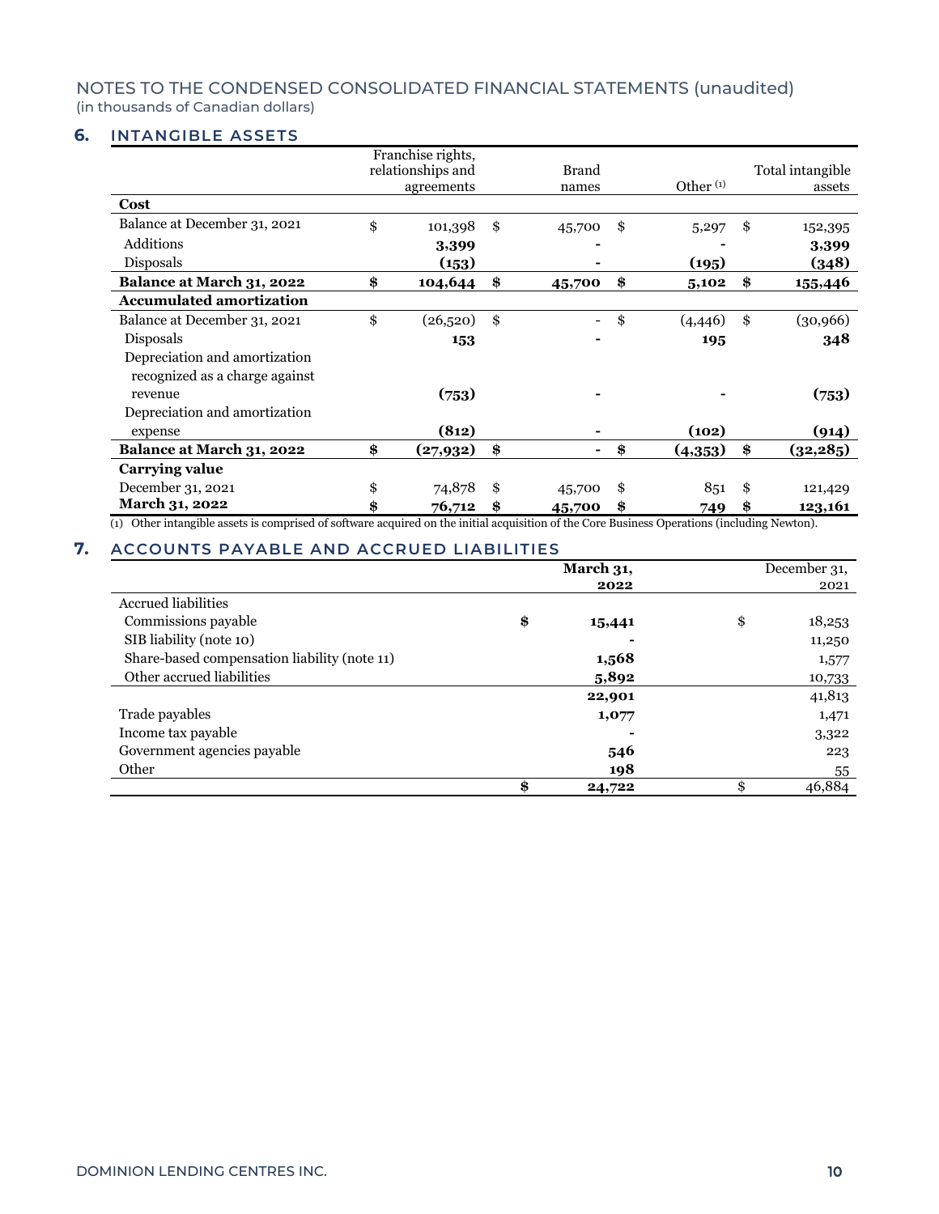NOTES TO THE CONDENSED CONSOLIDATED FINANCIAL STATEMENTS (unaudited)
(in thousands of Canadian dollars)

## 6. INTANGIBLE ASSETS

| | Franchise rights, relationships and agreements | Brand names | Other [1] | Total intangible assets |
|---|---|---|---|---|
| **Cost** | | | | |
| Balance at December 31, 2021 | $ 101,398 | $ 45,700 | $ 5,297 | $ 152,395 |
| Additions | **3,399** | **-** | **-** | **3,399** |
| Disposals | **(153)** | **-** | **(195)** | **(348)** |
| **Balance at March 31, 2022** | **$ 104,644** | **$ 45,700** | **$ 5,102** | **$ 155,446** |
| **Accumulated amortization** | | | | |
| Balance at December 31, 2021 | $ (26,520) | $ - | $ (4,446) | $ (30,966) |
| Disposals | **153** | **-** | **195** | **348** |
| Depreciation and amortization recognized as a charge against revenue | **(753)** | **-** | **-** | **(753)** |
| Depreciation and amortization expense | **(812)** | **-** | **(102)** | **(914)** |
| **Balance at March 31, 2022** | **$ (27,932)** | **$ -** | **$ (4,353)** | **$ (32,285)** |
| **Carrying value** | | | | |
| December 31, 2021 | $ 74,878 | $ 45,700 | $ 851 | $ 121,429 |
| **March 31, 2022** | **$ 76,712** | **$ 45,700** | **$ 749** | **$ 123,161** |

(1) Other intangible assets is comprised of software acquired on the initial acquisition of the Core Business Operations (including Newton).

## 7. ACCOUNTS PAYABLE AND ACCRUED LIABILITIES

| | **March 31, 2022** | December 31, 2021 |
|---|---|---|
| Accrued liabilities | | |
| Commissions payable | **$ 15,441** | $ 18,253 |
| SIB liability (note 10) | **-** | 11,250 |
| Share-based compensation liability (note 11) | **1,568** | 1,577 |
| Other accrued liabilities | **5,892** | 10,733 |
| | **22,901** | 41,813 |
| Trade payables | **1,077** | 1,471 |
| Income tax payable | **-** | 3,322 |
| Government agencies payable | **546** | 223 |
| Other | **198** | 55 |
| | **$ 24,722** | $ 46,884 |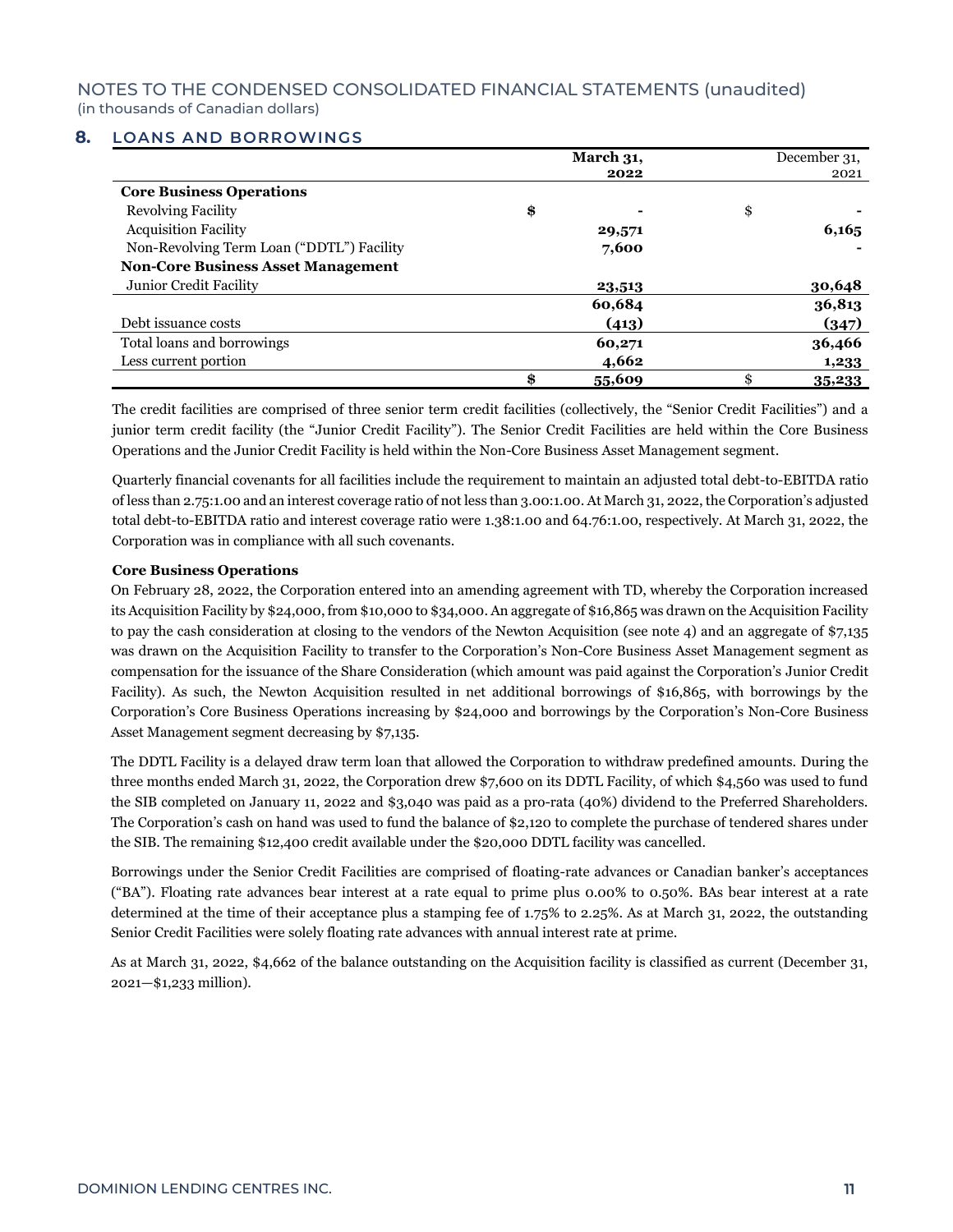NOTES TO THE CONDENSED CONSOLIDATED FINANCIAL STATEMENTS (unaudited)
(in thousands of Canadian dollars)

## 8. LOANS AND BORROWINGS

| | | March 31, 2022 | | December 31, 2021 |
|---|---|---|---|---|
| **Core Business Operations** | | | | |
| Revolving Facility | $ | - | $ | - |
| Acquisition Facility | | 29,571 | | 6,165 |
| Non-Revolving Term Loan ("DDTL") Facility | | 7,600 | | - |
| **Non-Core Business Asset Management** | | | | |
| Junior Credit Facility | | 23,513 | | 30,648 |
| | | 60,684 | | 36,813 |
| Debt issuance costs | | (413) | | (347) |
| Total loans and borrowings | | 60,271 | | 36,466 |
| Less current portion | | 4,662 | | 1,233 |
| | $ | 55,609 | $ | 35,233 |

The credit facilities are comprised of three senior term credit facilities (collectively, the "Senior Credit Facilities") and a junior term credit facility (the "Junior Credit Facility"). The Senior Credit Facilities are held within the Core Business Operations and the Junior Credit Facility is held within the Non-Core Business Asset Management segment.

Quarterly financial covenants for all facilities include the requirement to maintain an adjusted total debt-to-EBITDA ratio of less than 2.75:1.00 and an interest coverage ratio of not less than 3.00:1.00. At March 31, 2022, the Corporation's adjusted total debt-to-EBITDA ratio and interest coverage ratio were 1.38:1.00 and 64.76:1.00, respectively. At March 31, 2022, the Corporation was in compliance with all such covenants.

**Core Business Operations**

On February 28, 2022, the Corporation entered into an amending agreement with TD, whereby the Corporation increased its Acquisition Facility by $24,000, from $10,000 to $34,000. An aggregate of $16,865 was drawn on the Acquisition Facility to pay the cash consideration at closing to the vendors of the Newton Acquisition (see note 4) and an aggregate of $7,135 was drawn on the Acquisition Facility to transfer to the Corporation's Non-Core Business Asset Management segment as compensation for the issuance of the Share Consideration (which amount was paid against the Corporation's Junior Credit Facility). As such, the Newton Acquisition resulted in net additional borrowings of $16,865, with borrowings by the Corporation's Core Business Operations increasing by $24,000 and borrowings by the Corporation's Non-Core Business Asset Management segment decreasing by $7,135.

The DDTL Facility is a delayed draw term loan that allowed the Corporation to withdraw predefined amounts. During the three months ended March 31, 2022, the Corporation drew $7,600 on its DDTL Facility, of which $4,560 was used to fund the SIB completed on January 11, 2022 and $3,040 was paid as a pro-rata (40%) dividend to the Preferred Shareholders. The Corporation's cash on hand was used to fund the balance of $2,120 to complete the purchase of tendered shares under the SIB. The remaining $12,400 credit available under the $20,000 DDTL facility was cancelled.

Borrowings under the Senior Credit Facilities are comprised of floating-rate advances or Canadian banker's acceptances ("BA"). Floating rate advances bear interest at a rate equal to prime plus 0.00% to 0.50%. BAs bear interest at a rate determined at the time of their acceptance plus a stamping fee of 1.75% to 2.25%. As at March 31, 2022, the outstanding Senior Credit Facilities were solely floating rate advances with annual interest rate at prime.

As at March 31, 2022, $4,662 of the balance outstanding on the Acquisition facility is classified as current (December 31, 2021—$1,233 million).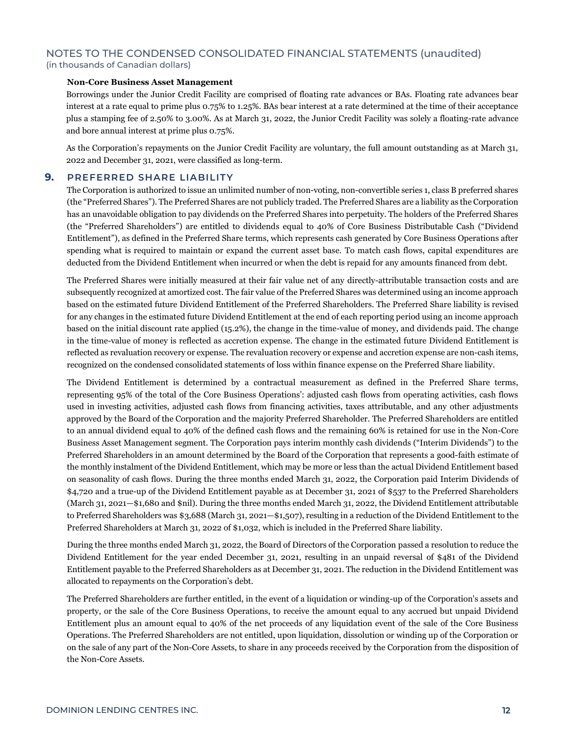**Non-Core Business Asset Management**

Borrowings under the Junior Credit Facility are comprised of floating rate advances or BAs. Floating rate advances bear interest at a rate equal to prime plus 0.75% to 1.25%. BAs bear interest at a rate determined at the time of their acceptance plus a stamping fee of 2.50% to 3.00%. As at March 31, 2022, the Junior Credit Facility was solely a floating-rate advance and bore annual interest at prime plus 0.75%.

As the Corporation's repayments on the Junior Credit Facility are voluntary, the full amount outstanding as at March 31, 2022 and December 31, 2021, were classified as long-term.

## 9. PREFERRED SHARE LIABILITY

The Corporation is authorized to issue an unlimited number of non-voting, non-convertible series 1, class B preferred shares (the "Preferred Shares"). The Preferred Shares are not publicly traded. The Preferred Shares are a liability as the Corporation has an unavoidable obligation to pay dividends on the Preferred Shares into perpetuity. The holders of the Preferred Shares (the "Preferred Shareholders") are entitled to dividends equal to 40% of Core Business Distributable Cash ("Dividend Entitlement"), as defined in the Preferred Share terms, which represents cash generated by Core Business Operations after spending what is required to maintain or expand the current asset base. To match cash flows, capital expenditures are deducted from the Dividend Entitlement when incurred or when the debt is repaid for any amounts financed from debt.

The Preferred Shares were initially measured at their fair value net of any directly-attributable transaction costs and are subsequently recognized at amortized cost. The fair value of the Preferred Shares was determined using an income approach based on the estimated future Dividend Entitlement of the Preferred Shareholders. The Preferred Share liability is revised for any changes in the estimated future Dividend Entitlement at the end of each reporting period using an income approach based on the initial discount rate applied (15.2%), the change in the time-value of money, and dividends paid. The change in the time-value of money is reflected as accretion expense. The change in the estimated future Dividend Entitlement is reflected as revaluation recovery or expense. The revaluation recovery or expense and accretion expense are non-cash items, recognized on the condensed consolidated statements of loss within finance expense on the Preferred Share liability.

The Dividend Entitlement is determined by a contractual measurement as defined in the Preferred Share terms, representing 95% of the total of the Core Business Operations': adjusted cash flows from operating activities, cash flows used in investing activities, adjusted cash flows from financing activities, taxes attributable, and any other adjustments approved by the Board of the Corporation and the majority Preferred Shareholder. The Preferred Shareholders are entitled to an annual dividend equal to 40% of the defined cash flows and the remaining 60% is retained for use in the Non-Core Business Asset Management segment. The Corporation pays interim monthly cash dividends ("Interim Dividends") to the Preferred Shareholders in an amount determined by the Board of the Corporation that represents a good-faith estimate of the monthly instalment of the Dividend Entitlement, which may be more or less than the actual Dividend Entitlement based on seasonality of cash flows. During the three months ended March 31, 2022, the Corporation paid Interim Dividends of $4,720 and a true-up of the Dividend Entitlement payable as at December 31, 2021 of $537 to the Preferred Shareholders (March 31, 2021—$1,680 and $nil). During the three months ended March 31, 2022, the Dividend Entitlement attributable to Preferred Shareholders was $3,688 (March 31, 2021—$1,507), resulting in a reduction of the Dividend Entitlement to the Preferred Shareholders at March 31, 2022 of $1,032, which is included in the Preferred Share liability.

During the three months ended March 31, 2022, the Board of Directors of the Corporation passed a resolution to reduce the Dividend Entitlement for the year ended December 31, 2021, resulting in an unpaid reversal of $481 of the Dividend Entitlement payable to the Preferred Shareholders as at December 31, 2021. The reduction in the Dividend Entitlement was allocated to repayments on the Corporation's debt.

The Preferred Shareholders are further entitled, in the event of a liquidation or winding-up of the Corporation's assets and property, or the sale of the Core Business Operations, to receive the amount equal to any accrued but unpaid Dividend Entitlement plus an amount equal to 40% of the net proceeds of any liquidation event of the sale of the Core Business Operations. The Preferred Shareholders are not entitled, upon liquidation, dissolution or winding up of the Corporation or on the sale of any part of the Non-Core Assets, to share in any proceeds received by the Corporation from the disposition of the Non-Core Assets.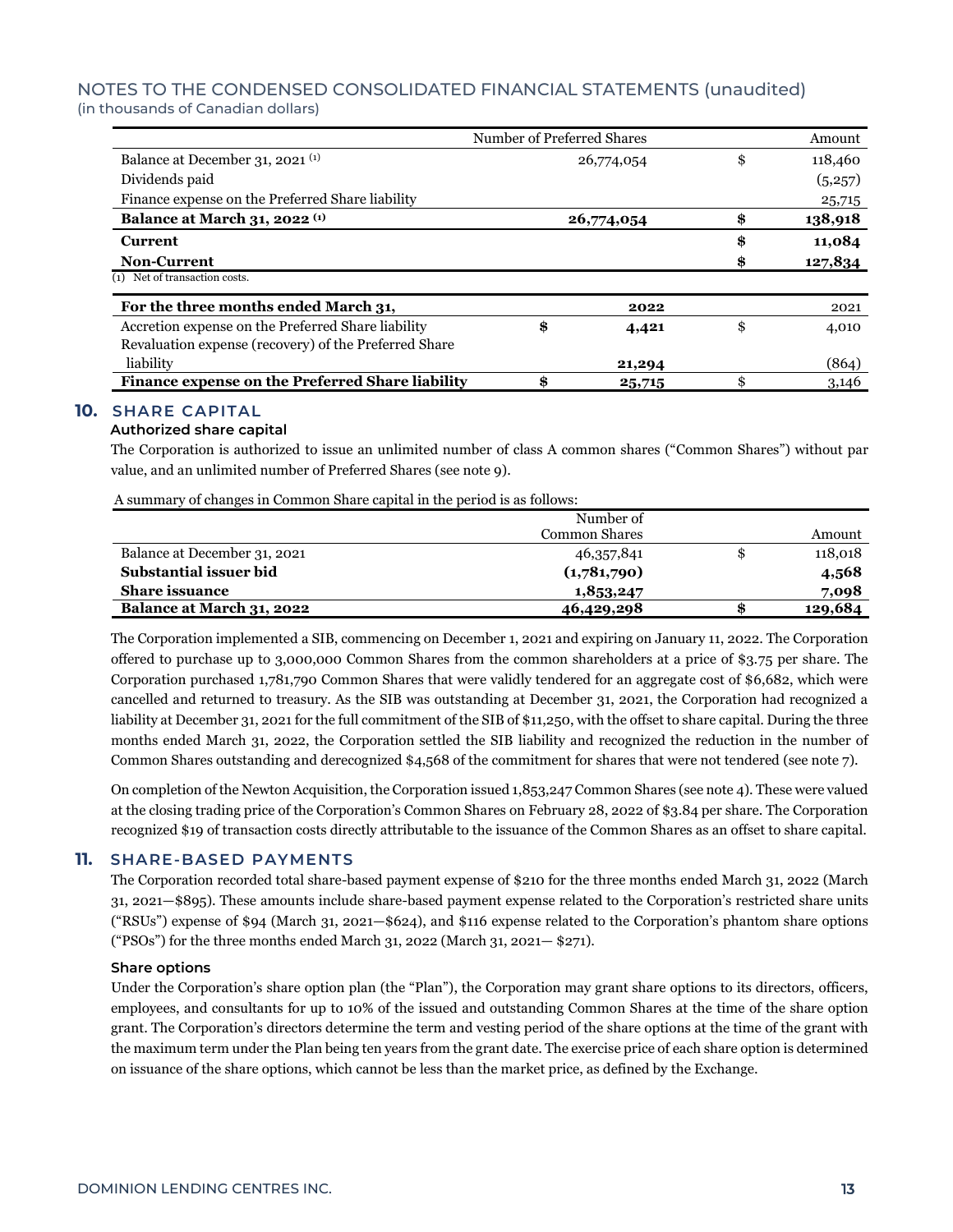NOTES TO THE CONDENSED CONSOLIDATED FINANCIAL STATEMENTS (unaudited)
(in thousands of Canadian dollars)

| | Number of Preferred Shares | | Amount |
|---|---|---|---|
| Balance at December 31, 2021 [(1)] | 26,774,054 | $ | 118,460 |
| Dividends paid | | | (5,257) |
| Finance expense on the Preferred Share liability | | | 25,715 |
| **Balance at March 31, 2022 [(1)]** | **26,774,054** | **$** | **138,918** |
| **Current** | | **$** | **11,084** |
| **Non-Current** | | **$** | **127,834** |

(1) Net of transaction costs.

| **For the three months ended March 31,** | | **2022** | | 2021 |
|---|---|---|---|---|
| Accretion expense on the Preferred Share liability | **$** | **4,421** | $ | 4,010 |
| Revaluation expense (recovery) of the Preferred Share liability | | **21,294** | | (864) |
| **Finance expense on the Preferred Share liability** | **$** | **25,715** | $ | 3,146 |

## 10. SHARE CAPITAL

### Authorized share capital

The Corporation is authorized to issue an unlimited number of class A common shares ("Common Shares") without par value, and an unlimited number of Preferred Shares (see note 9).

A summary of changes in Common Share capital in the period is as follows:

| | Number of Common Shares | | Amount |
|---|---|---|---|
| Balance at December 31, 2021 | 46,357,841 | $ | 118,018 |
| **Substantial issuer bid** | **(1,781,790)** | | **4,568** |
| **Share issuance** | **1,853,247** | | **7,098** |
| **Balance at March 31, 2022** | **46,429,298** | **$** | **129,684** |

The Corporation implemented a SIB, commencing on December 1, 2021 and expiring on January 11, 2022. The Corporation offered to purchase up to 3,000,000 Common Shares from the common shareholders at a price of $3.75 per share. The Corporation purchased 1,781,790 Common Shares that were validly tendered for an aggregate cost of $6,682, which were cancelled and returned to treasury. As the SIB was outstanding at December 31, 2021, the Corporation had recognized a liability at December 31, 2021 for the full commitment of the SIB of $11,250, with the offset to share capital. During the three months ended March 31, 2022, the Corporation settled the SIB liability and recognized the reduction in the number of Common Shares outstanding and derecognized $4,568 of the commitment for shares that were not tendered (see note 7).

On completion of the Newton Acquisition, the Corporation issued 1,853,247 Common Shares (see note 4). These were valued at the closing trading price of the Corporation's Common Shares on February 28, 2022 of $3.84 per share. The Corporation recognized $19 of transaction costs directly attributable to the issuance of the Common Shares as an offset to share capital.

## 11. SHARE-BASED PAYMENTS

The Corporation recorded total share-based payment expense of $210 for the three months ended March 31, 2022 (March 31, 2021—$895). These amounts include share-based payment expense related to the Corporation's restricted share units ("RSUs") expense of $94 (March 31, 2021—$624), and $116 expense related to the Corporation's phantom share options ("PSOs") for the three months ended March 31, 2022 (March 31, 2021— $271).

### Share options

Under the Corporation's share option plan (the "Plan"), the Corporation may grant share options to its directors, officers, employees, and consultants for up to 10% of the issued and outstanding Common Shares at the time of the share option grant. The Corporation's directors determine the term and vesting period of the share options at the time of the grant with the maximum term under the Plan being ten years from the grant date. The exercise price of each share option is determined on issuance of the share options, which cannot be less than the market price, as defined by the Exchange.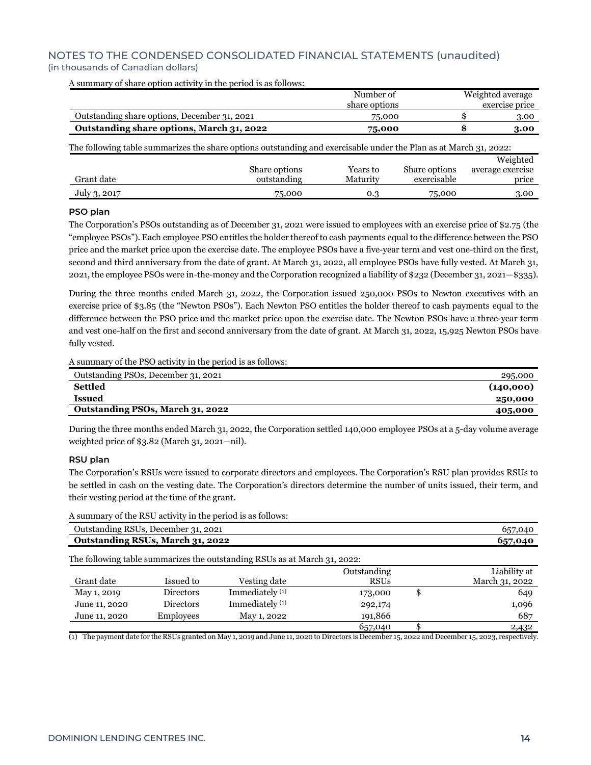# NOTES TO THE CONDENSED CONSOLIDATED FINANCIAL STATEMENTS (unaudited)
(in thousands of Canadian dollars)

A summary of share option activity in the period is as follows:

| | Number of share options | Weighted average exercise price |
|---|---|---|
| Outstanding share options, December 31, 2021 | 75,000 | $ 3.00 |
| **Outstanding share options, March 31, 2022** | **75,000** | **$ 3.00** |

The following table summarizes the share options outstanding and exercisable under the Plan as at March 31, 2022:

| Grant date | Share options outstanding | Years to Maturity | Share options exercisable | Weighted average exercise price |
|---|---|---|---|---|
| July 3, 2017 | 75,000 | 0.3 | 75,000 | 3.00 |

### PSO plan

The Corporation's PSOs outstanding as of December 31, 2021 were issued to employees with an exercise price of $2.75 (the "employee PSOs"). Each employee PSO entitles the holder thereof to cash payments equal to the difference between the PSO price and the market price upon the exercise date. The employee PSOs have a five-year term and vest one-third on the first, second and third anniversary from the date of grant. At March 31, 2022, all employee PSOs have fully vested. At March 31, 2021, the employee PSOs were in-the-money and the Corporation recognized a liability of $232 (December 31, 2021—$335).

During the three months ended March 31, 2022, the Corporation issued 250,000 PSOs to Newton executives with an exercise price of $3.85 (the "Newton PSOs"). Each Newton PSO entitles the holder thereof to cash payments equal to the difference between the PSO price and the market price upon the exercise date. The Newton PSOs have a three-year term and vest one-half on the first and second anniversary from the date of grant. At March 31, 2022, 15,925 Newton PSOs have fully vested.

A summary of the PSO activity in the period is as follows:

| | |
|---|---|
| Outstanding PSOs, December 31, 2021 | 295,000 |
| **Settled** | **(140,000)** |
| **Issued** | **250,000** |
| **Outstanding PSOs, March 31, 2022** | **405,000** |

During the three months ended March 31, 2022, the Corporation settled 140,000 employee PSOs at a 5-day volume average weighted price of $3.82 (March 31, 2021—nil).

### RSU plan

The Corporation's RSUs were issued to corporate directors and employees. The Corporation's RSU plan provides RSUs to be settled in cash on the vesting date. The Corporation's directors determine the number of units issued, their term, and their vesting period at the time of the grant.

A summary of the RSU activity in the period is as follows:

| | |
|---|---|
| Outstanding RSUs, December 31, 2021 | 657,040 |
| **Outstanding RSUs, March 31, 2022** | **657,040** |

The following table summarizes the outstanding RSUs as at March 31, 2022:

| Grant date | Issued to | Vesting date | Outstanding RSUs | | Liability at March 31, 2022 |
|---|---|---|---|---|---|
| May 1, 2019 | Directors | Immediately [(1)] | 173,000 | $ | 649 |
| June 11, 2020 | Directors | Immediately [(1)] | 292,174 | | 1,096 |
| June 11, 2020 | Employees | May 1, 2022 | 191,866 | | 687 |
| | | | 657,040 | $ | 2,432 |

(1) The payment date for the RSUs granted on May 1, 2019 and June 11, 2020 to Directors is December 15, 2022 and December 15, 2023, respectively.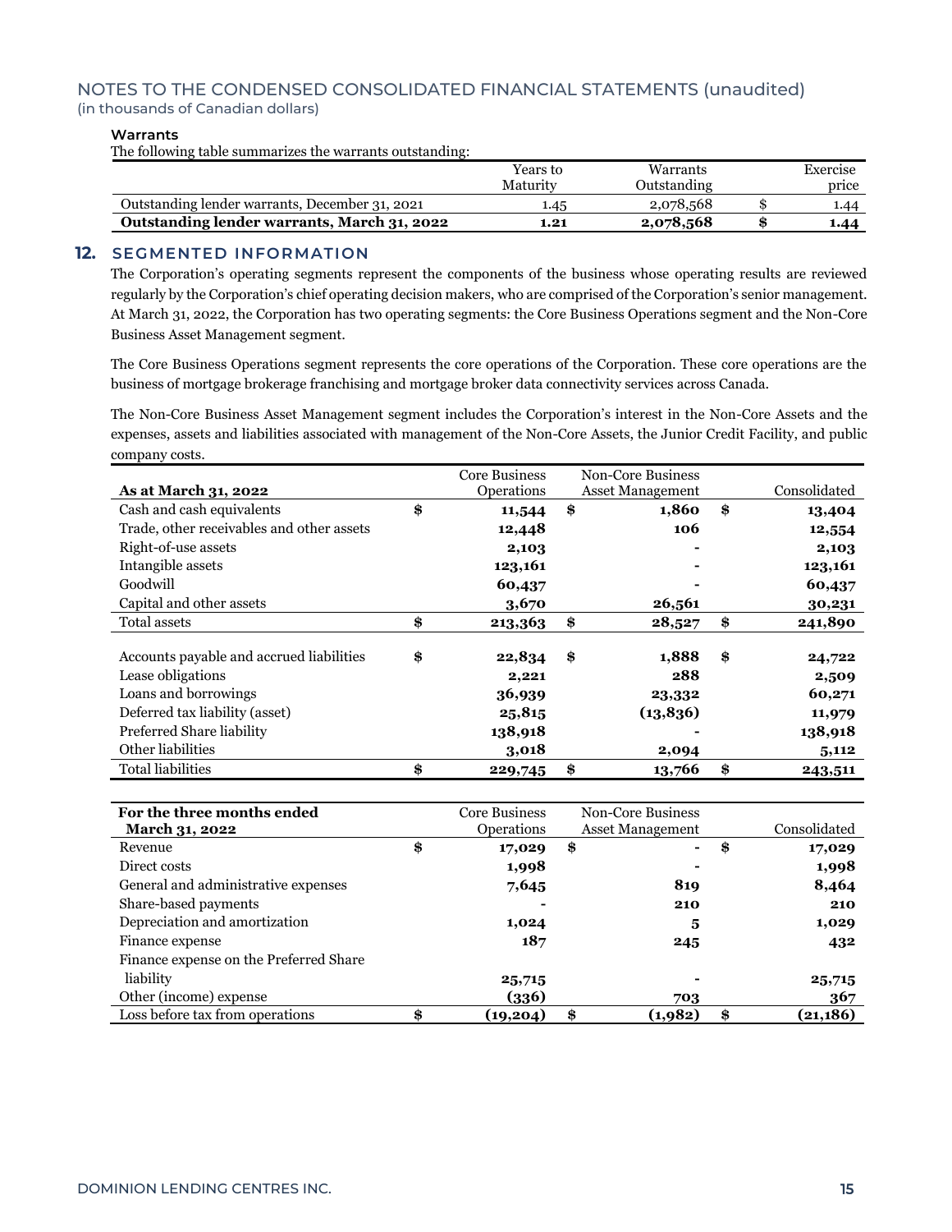### Warrants

The following table summarizes the warrants outstanding:

| | Years to Maturity | Warrants Outstanding | Exercise price |
|---|---|---|---|
| Outstanding lender warrants, December 31, 2021 | 1.45 | 2,078,568 | $ 1.44 |
| **Outstanding lender warrants, March 31, 2022** | **1.21** | **2,078,568** | **$ 1.44** |

## 12. SEGMENTED INFORMATION

The Corporation's operating segments represent the components of the business whose operating results are reviewed regularly by the Corporation's chief operating decision makers, who are comprised of the Corporation's senior management. At March 31, 2022, the Corporation has two operating segments: the Core Business Operations segment and the Non-Core Business Asset Management segment.

The Core Business Operations segment represents the core operations of the Corporation. These core operations are the business of mortgage brokerage franchising and mortgage broker data connectivity services across Canada.

The Non-Core Business Asset Management segment includes the Corporation's interest in the Non-Core Assets and the expenses, assets and liabilities associated with management of the Non-Core Assets, the Junior Credit Facility, and public company costs.

| **As at March 31, 2022** | Core Business Operations | Non-Core Business Asset Management | Consolidated |
|---|---|---|---|
| Cash and cash equivalents | $ **11,544** | $ **1,860** | $ **13,404** |
| Trade, other receivables and other assets | **12,448** | **106** | **12,554** |
| Right-of-use assets | **2,103** | **-** | **2,103** |
| Intangible assets | **123,161** | **-** | **123,161** |
| Goodwill | **60,437** | **-** | **60,437** |
| Capital and other assets | **3,670** | **26,561** | **30,231** |
| Total assets | $ **213,363** | $ **28,527** | $ **241,890** |
| | | | |
| Accounts payable and accrued liabilities | $ **22,834** | $ **1,888** | $ **24,722** |
| Lease obligations | **2,221** | **288** | **2,509** |
| Loans and borrowings | **36,939** | **23,332** | **60,271** |
| Deferred tax liability (asset) | **25,815** | **(13,836)** | **11,979** |
| Preferred Share liability | **138,918** | **-** | **138,918** |
| Other liabilities | **3,018** | **2,094** | **5,112** |
| Total liabilities | $ **229,745** | $ **13,766** | $ **243,511** |

| **For the three months ended March 31, 2022** | Core Business Operations | Non-Core Business Asset Management | Consolidated |
|---|---|---|---|
| Revenue | $ **17,029** | $ **-** | $ **17,029** |
| Direct costs | **1,998** | **-** | **1,998** |
| General and administrative expenses | **7,645** | **819** | **8,464** |
| Share-based payments | **-** | **210** | **210** |
| Depreciation and amortization | **1,024** | **5** | **1,029** |
| Finance expense | **187** | **245** | **432** |
| Finance expense on the Preferred Share liability | **25,715** | **-** | **25,715** |
| Other (income) expense | **(336)** | **703** | **367** |
| Loss before tax from operations | $ **(19,204)** | $ **(1,982)** | $ **(21,186)** |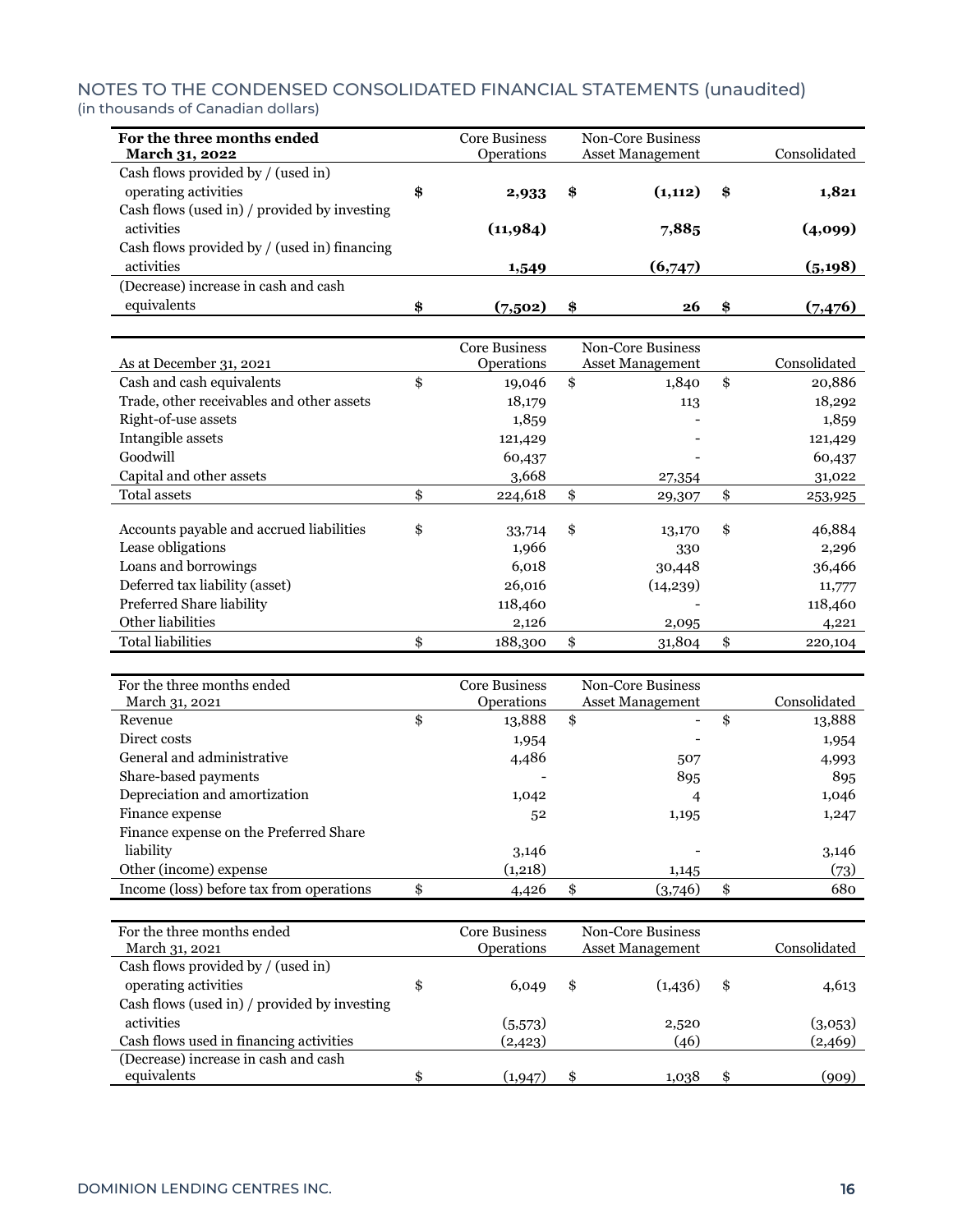# NOTES TO THE CONDENSED CONSOLIDATED FINANCIAL STATEMENTS (unaudited)

(in thousands of Canadian dollars)

| **For the three months ended March 31, 2022** | Core Business Operations | Non-Core Business Asset Management | Consolidated |
|---|---|---|---|
| Cash flows provided by / (used in) operating activities | **$ 2,933** | **$ (1,112)** | **$ 1,821** |
| Cash flows (used in) / provided by investing activities | **(11,984)** | **7,885** | **(4,099)** |
| Cash flows provided by / (used in) financing activities | **1,549** | **(6,747)** | **(5,198)** |
| (Decrease) increase in cash and cash equivalents | **$ (7,502)** | **$ 26** | **$ (7,476)** |

| As at December 31, 2021 | Core Business Operations | Non-Core Business Asset Management | Consolidated |
|---|---|---|---|
| Cash and cash equivalents | $ 19,046 | $ 1,840 | $ 20,886 |
| Trade, other receivables and other assets | 18,179 | 113 | 18,292 |
| Right-of-use assets | 1,859 | - | 1,859 |
| Intangible assets | 121,429 | - | 121,429 |
| Goodwill | 60,437 | - | 60,437 |
| Capital and other assets | 3,668 | 27,354 | 31,022 |
| Total assets | $ 224,618 | $ 29,307 | $ 253,925 |
| | | | |
| Accounts payable and accrued liabilities | $ 33,714 | $ 13,170 | $ 46,884 |
| Lease obligations | 1,966 | 330 | 2,296 |
| Loans and borrowings | 6,018 | 30,448 | 36,466 |
| Deferred tax liability (asset) | 26,016 | (14,239) | 11,777 |
| Preferred Share liability | 118,460 | - | 118,460 |
| Other liabilities | 2,126 | 2,095 | 4,221 |
| Total liabilities | $ 188,300 | $ 31,804 | $ 220,104 |

| For the three months ended March 31, 2021 | Core Business Operations | Non-Core Business Asset Management | Consolidated |
|---|---|---|---|
| Revenue | $ 13,888 | $ - | $ 13,888 |
| Direct costs | 1,954 | - | 1,954 |
| General and administrative | 4,486 | 507 | 4,993 |
| Share-based payments | - | 895 | 895 |
| Depreciation and amortization | 1,042 | 4 | 1,046 |
| Finance expense | 52 | 1,195 | 1,247 |
| Finance expense on the Preferred Share liability | 3,146 | - | 3,146 |
| Other (income) expense | (1,218) | 1,145 | (73) |
| Income (loss) before tax from operations | $ 4,426 | $ (3,746) | $ 680 |

| For the three months ended March 31, 2021 | Core Business Operations | Non-Core Business Asset Management | Consolidated |
|---|---|---|---|
| Cash flows provided by / (used in) operating activities | $ 6,049 | $ (1,436) | $ 4,613 |
| Cash flows (used in) / provided by investing activities | (5,573) | 2,520 | (3,053) |
| Cash flows used in financing activities | (2,423) | (46) | (2,469) |
| (Decrease) increase in cash and cash equivalents | $ (1,947) | $ 1,038 | $ (909) |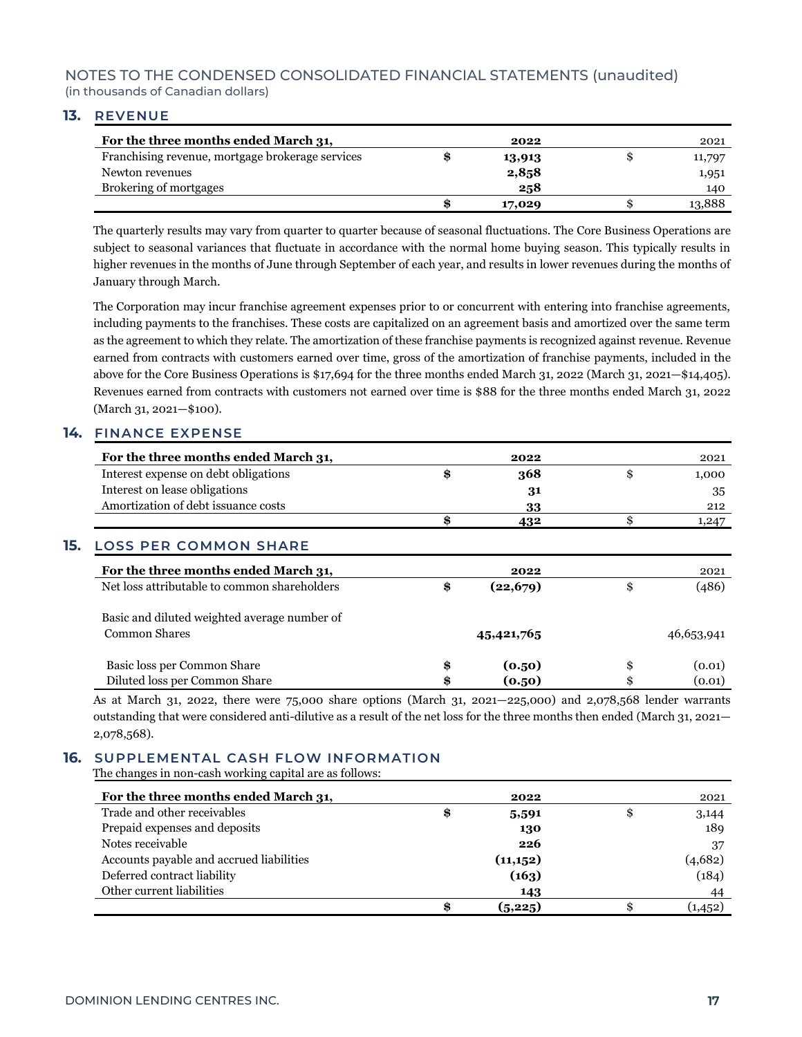NOTES TO THE CONDENSED CONSOLIDATED FINANCIAL STATEMENTS (unaudited)
(in thousands of Canadian dollars)

## 13. REVENUE

| For the three months ended March 31, | 2022 | 2021 |
|---|---|---|
| Franchising revenue, mortgage brokerage services | $ 13,913 | $ 11,797 |
| Newton revenues | 2,858 | 1,951 |
| Brokering of mortgages | 258 | 140 |
| | $ 17,029 | $ 13,888 |

The quarterly results may vary from quarter to quarter because of seasonal fluctuations. The Core Business Operations are subject to seasonal variances that fluctuate in accordance with the normal home buying season. This typically results in higher revenues in the months of June through September of each year, and results in lower revenues during the months of January through March.

The Corporation may incur franchise agreement expenses prior to or concurrent with entering into franchise agreements, including payments to the franchises. These costs are capitalized on an agreement basis and amortized over the same term as the agreement to which they relate. The amortization of these franchise payments is recognized against revenue. Revenue earned from contracts with customers earned over time, gross of the amortization of franchise payments, included in the above for the Core Business Operations is $17,694 for the three months ended March 31, 2022 (March 31, 2021—$14,405). Revenues earned from contracts with customers not earned over time is $88 for the three months ended March 31, 2022 (March 31, 2021—$100).

## 14. FINANCE EXPENSE

| For the three months ended March 31, | 2022 | 2021 |
|---|---|---|
| Interest expense on debt obligations | $ 368 | $ 1,000 |
| Interest on lease obligations | 31 | 35 |
| Amortization of debt issuance costs | 33 | 212 |
| | $ 432 | $ 1,247 |

## 15. LOSS PER COMMON SHARE

| For the three months ended March 31, | 2022 | 2021 |
|---|---|---|
| Net loss attributable to common shareholders | $ (22,679) | $ (486) |
| Basic and diluted weighted average number of Common Shares | 45,421,765 | 46,653,941 |
| Basic loss per Common Share | $ (0.50) | $ (0.01) |
| Diluted loss per Common Share | $ (0.50) | $ (0.01) |

As at March 31, 2022, there were 75,000 share options (March 31, 2021—225,000) and 2,078,568 lender warrants outstanding that were considered anti-dilutive as a result of the net loss for the three months then ended (March 31, 2021—2,078,568).

## 16. SUPPLEMENTAL CASH FLOW INFORMATION

The changes in non-cash working capital are as follows:

| For the three months ended March 31, | 2022 | 2021 |
|---|---|---|
| Trade and other receivables | $ 5,591 | $ 3,144 |
| Prepaid expenses and deposits | 130 | 189 |
| Notes receivable | 226 | 37 |
| Accounts payable and accrued liabilities | (11,152) | (4,682) |
| Deferred contract liability | (163) | (184) |
| Other current liabilities | 143 | 44 |
| | $ (5,225) | $ (1,452) |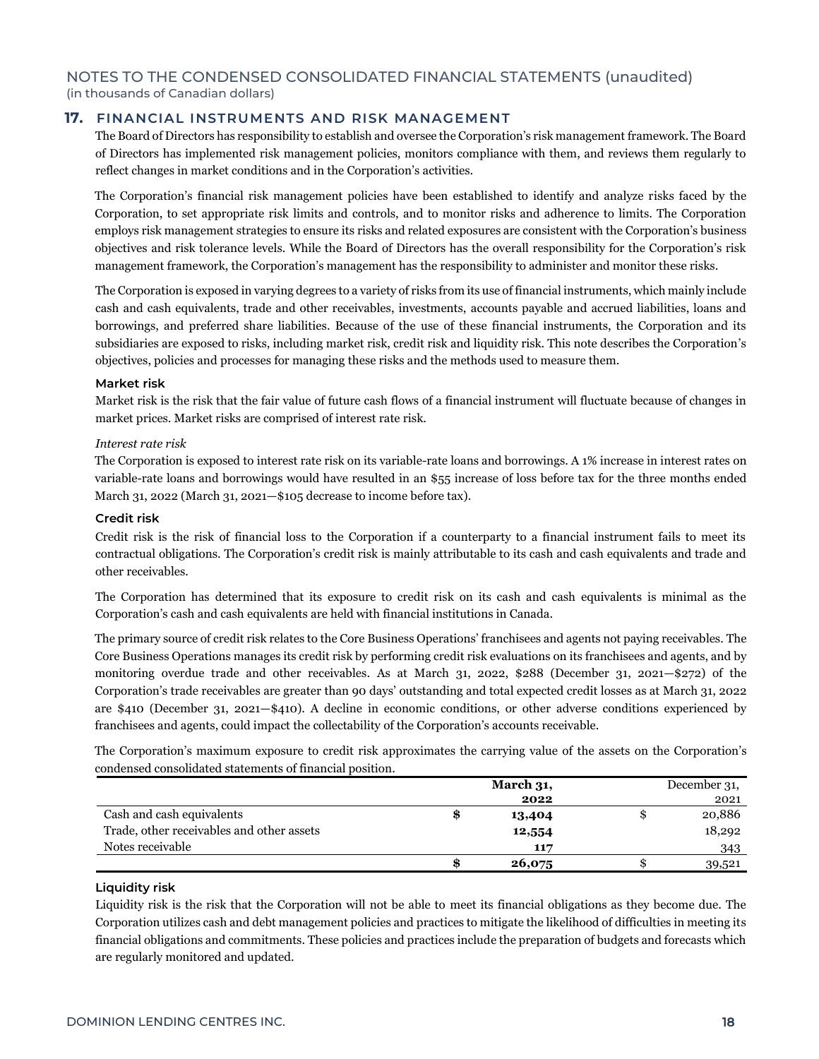NOTES TO THE CONDENSED CONSOLIDATED FINANCIAL STATEMENTS (unaudited)
(in thousands of Canadian dollars)

## 17. FINANCIAL INSTRUMENTS AND RISK MANAGEMENT

The Board of Directors has responsibility to establish and oversee the Corporation's risk management framework. The Board of Directors has implemented risk management policies, monitors compliance with them, and reviews them regularly to reflect changes in market conditions and in the Corporation's activities.

The Corporation's financial risk management policies have been established to identify and analyze risks faced by the Corporation, to set appropriate risk limits and controls, and to monitor risks and adherence to limits. The Corporation employs risk management strategies to ensure its risks and related exposures are consistent with the Corporation's business objectives and risk tolerance levels. While the Board of Directors has the overall responsibility for the Corporation's risk management framework, the Corporation's management has the responsibility to administer and monitor these risks.

The Corporation is exposed in varying degrees to a variety of risks from its use of financial instruments, which mainly include cash and cash equivalents, trade and other receivables, investments, accounts payable and accrued liabilities, loans and borrowings, and preferred share liabilities. Because of the use of these financial instruments, the Corporation and its subsidiaries are exposed to risks, including market risk, credit risk and liquidity risk. This note describes the Corporation's objectives, policies and processes for managing these risks and the methods used to measure them.

### Market risk

Market risk is the risk that the fair value of future cash flows of a financial instrument will fluctuate because of changes in market prices. Market risks are comprised of interest rate risk.

*Interest rate risk*

The Corporation is exposed to interest rate risk on its variable-rate loans and borrowings. A 1% increase in interest rates on variable-rate loans and borrowings would have resulted in an $55 increase of loss before tax for the three months ended March 31, 2022 (March 31, 2021—$105 decrease to income before tax).

### Credit risk

Credit risk is the risk of financial loss to the Corporation if a counterparty to a financial instrument fails to meet its contractual obligations. The Corporation's credit risk is mainly attributable to its cash and cash equivalents and trade and other receivables.

The Corporation has determined that its exposure to credit risk on its cash and cash equivalents is minimal as the Corporation's cash and cash equivalents are held with financial institutions in Canada.

The primary source of credit risk relates to the Core Business Operations' franchisees and agents not paying receivables. The Core Business Operations manages its credit risk by performing credit risk evaluations on its franchisees and agents, and by monitoring overdue trade and other receivables. As at March 31, 2022, $288 (December 31, 2021—$272) of the Corporation's trade receivables are greater than 90 days' outstanding and total expected credit losses as at March 31, 2022 are $410 (December 31, 2021—$410). A decline in economic conditions, or other adverse conditions experienced by franchisees and agents, could impact the collectability of the Corporation's accounts receivable.

The Corporation's maximum exposure to credit risk approximates the carrying value of the assets on the Corporation's condensed consolidated statements of financial position.

| | | **March 31, 2022** | | December 31, 2021 |
|---|---|---|---|---|
| Cash and cash equivalents | **$** | **13,404** | $ | 20,886 |
| Trade, other receivables and other assets | | **12,554** | | 18,292 |
| Notes receivable | | **117** | | 343 |
| | **$** | **26,075** | $ | 39,521 |

### Liquidity risk

Liquidity risk is the risk that the Corporation will not be able to meet its financial obligations as they become due. The Corporation utilizes cash and debt management policies and practices to mitigate the likelihood of difficulties in meeting its financial obligations and commitments. These policies and practices include the preparation of budgets and forecasts which are regularly monitored and updated.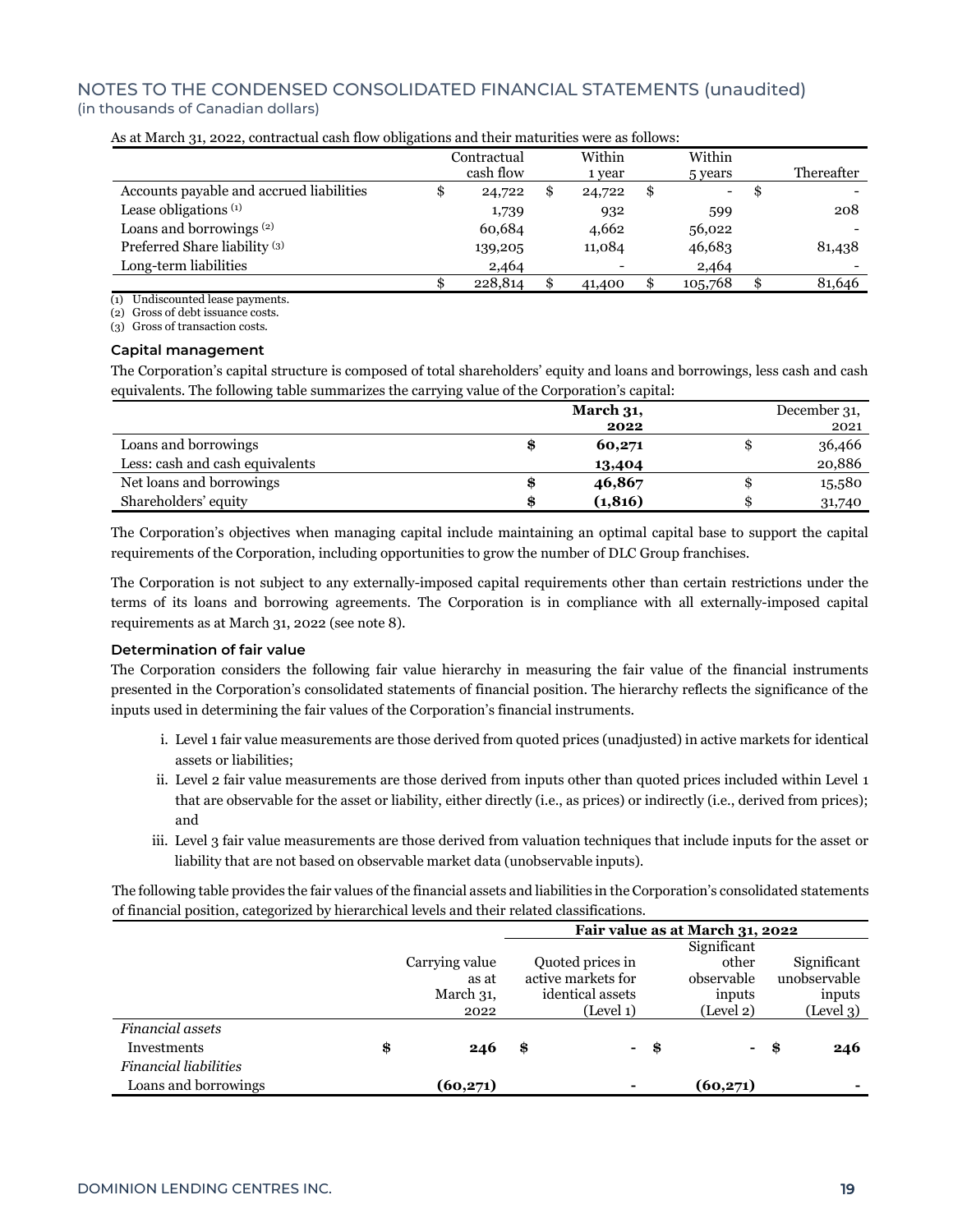NOTES TO THE CONDENSED CONSOLIDATED FINANCIAL STATEMENTS (unaudited)
(in thousands of Canadian dollars)

As at March 31, 2022, contractual cash flow obligations and their maturities were as follows:

| | Contractual cash flow | Within 1 year | Within 5 years | Thereafter |
|---|---|---|---|---|
| Accounts payable and accrued liabilities | $ 24,722 | $ 24,722 | $ - | $ - |
| Lease obligations (1) | 1,739 | 932 | 599 | 208 |
| Loans and borrowings (2) | 60,684 | 4,662 | 56,022 | - |
| Preferred Share liability (3) | 139,205 | 11,084 | 46,683 | 81,438 |
| Long-term liabilities | 2,464 | - | 2,464 | - |
| | $ 228,814 | $ 41,400 | $ 105,768 | $ 81,646 |

(1) Undiscounted lease payments.
(2) Gross of debt issuance costs.
(3) Gross of transaction costs.

#### Capital management

The Corporation's capital structure is composed of total shareholders' equity and loans and borrowings, less cash and cash equivalents. The following table summarizes the carrying value of the Corporation's capital:

| | **March 31, 2022** | December 31, 2021 |
|---|---|---|
| Loans and borrowings | **$ 60,271** | $ 36,466 |
| Less: cash and cash equivalents | **13,404** | 20,886 |
| Net loans and borrowings | **$ 46,867** | $ 15,580 |
| Shareholders' equity | **$ (1,816)** | $ 31,740 |

The Corporation's objectives when managing capital include maintaining an optimal capital base to support the capital requirements of the Corporation, including opportunities to grow the number of DLC Group franchises.

The Corporation is not subject to any externally-imposed capital requirements other than certain restrictions under the terms of its loans and borrowing agreements. The Corporation is in compliance with all externally-imposed capital requirements as at March 31, 2022 (see note 8).

#### Determination of fair value

The Corporation considers the following fair value hierarchy in measuring the fair value of the financial instruments presented in the Corporation's consolidated statements of financial position. The hierarchy reflects the significance of the inputs used in determining the fair values of the Corporation's financial instruments.

i. Level 1 fair value measurements are those derived from quoted prices (unadjusted) in active markets for identical assets or liabilities;
ii. Level 2 fair value measurements are those derived from inputs other than quoted prices included within Level 1 that are observable for the asset or liability, either directly (i.e., as prices) or indirectly (i.e., derived from prices); and
iii. Level 3 fair value measurements are those derived from valuation techniques that include inputs for the asset or liability that are not based on observable market data (unobservable inputs).

The following table provides the fair values of the financial assets and liabilities in the Corporation's consolidated statements of financial position, categorized by hierarchical levels and their related classifications.

| | | **Fair value as at March 31, 2022** | | |
|---|---|---|---|---|
| | Carrying value as at March 31, 2022 | Quoted prices in active markets for identical assets (Level 1) | Significant other observable inputs (Level 2) | Significant unobservable inputs (Level 3) |
| *Financial assets* | | | | |
| Investments | **$ 246** | **$ -** | **$ -** | **$ 246** |
| *Financial liabilities* | | | | |
| Loans and borrowings | **(60,271)** | **-** | **(60,271)** | **-** |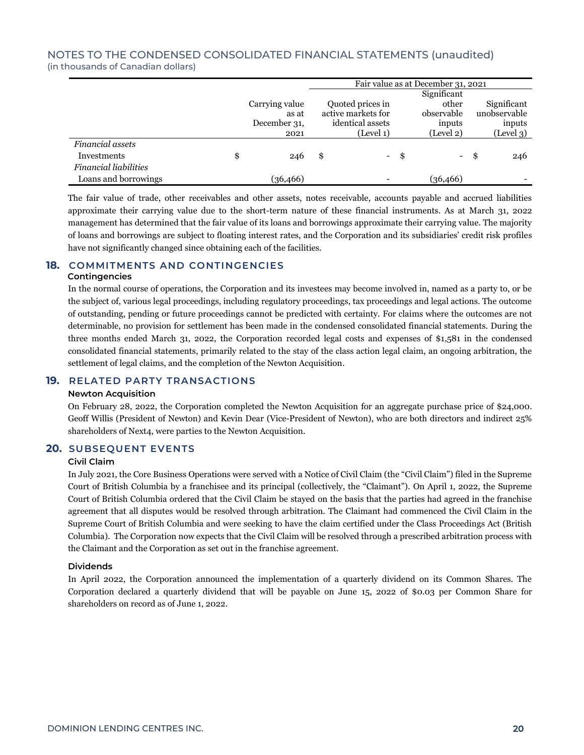# NOTES TO THE CONDENSED CONSOLIDATED FINANCIAL STATEMENTS (unaudited)

(in thousands of Canadian dollars)

| | Carrying value as at December 31, 2021 | Fair value as at December 31, 2021 Quoted prices in active markets for identical assets (Level 1) | Significant other observable inputs (Level 2) | Significant unobservable inputs (Level 3) |
|---|---|---|---|---|
| *Financial assets* | | | | |
| Investments | $ 246 | $ - | $ - | $ 246 |
| *Financial liabilities* | | | | |
| Loans and borrowings | (36,466) | - | (36,466) | - |

The fair value of trade, other receivables and other assets, notes receivable, accounts payable and accrued liabilities approximate their carrying value due to the short-term nature of these financial instruments. As at March 31, 2022 management has determined that the fair value of its loans and borrowings approximate their carrying value. The majority of loans and borrowings are subject to floating interest rates, and the Corporation and its subsidiaries' credit risk profiles have not significantly changed since obtaining each of the facilities.

## 18. COMMITMENTS AND CONTINGENCIES

### Contingencies

In the normal course of operations, the Corporation and its investees may become involved in, named as a party to, or be the subject of, various legal proceedings, including regulatory proceedings, tax proceedings and legal actions. The outcome of outstanding, pending or future proceedings cannot be predicted with certainty. For claims where the outcomes are not determinable, no provision for settlement has been made in the condensed consolidated financial statements. During the three months ended March 31, 2022, the Corporation recorded legal costs and expenses of $1,581 in the condensed consolidated financial statements, primarily related to the stay of the class action legal claim, an ongoing arbitration, the settlement of legal claims, and the completion of the Newton Acquisition.

## 19. RELATED PARTY TRANSACTIONS

### Newton Acquisition

On February 28, 2022, the Corporation completed the Newton Acquisition for an aggregate purchase price of $24,000. Geoff Willis (President of Newton) and Kevin Dear (Vice-President of Newton), who are both directors and indirect 25% shareholders of Next4, were parties to the Newton Acquisition.

## 20. SUBSEQUENT EVENTS

### Civil Claim

In July 2021, the Core Business Operations were served with a Notice of Civil Claim (the "Civil Claim") filed in the Supreme Court of British Columbia by a franchisee and its principal (collectively, the "Claimant"). On April 1, 2022, the Supreme Court of British Columbia ordered that the Civil Claim be stayed on the basis that the parties had agreed in the franchise agreement that all disputes would be resolved through arbitration. The Claimant had commenced the Civil Claim in the Supreme Court of British Columbia and were seeking to have the claim certified under the Class Proceedings Act (British Columbia). The Corporation now expects that the Civil Claim will be resolved through a prescribed arbitration process with the Claimant and the Corporation as set out in the franchise agreement.

### Dividends

In April 2022, the Corporation announced the implementation of a quarterly dividend on its Common Shares. The Corporation declared a quarterly dividend that will be payable on June 15, 2022 of $0.03 per Common Share for shareholders on record as of June 1, 2022.